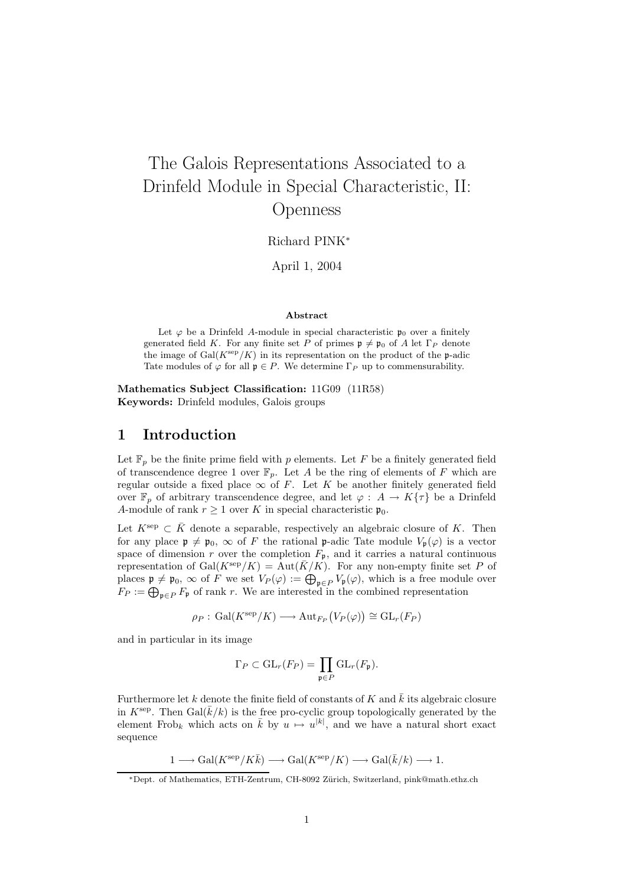# The Galois Representations Associated to a Drinfeld Module in Special Characteristic, II: Openness

Richard PINK[*]

April 1, 2004

### Abstract

Let $\varphi$ be a Drinfeld $A$-module in special characteristic $\mathfrak{p}_0$ over a finitely generated field $K$. For any finite set $P$ of primes $\mathfrak{p} \neq \mathfrak{p}_0$ of $A$ let $\Gamma_P$ denote the image of $\mathrm{Gal}(K^{\mathrm{sep}}/K)$ in its representation on the product of the $\mathfrak{p}$-adic Tate modules of $\varphi$ for all $\mathfrak{p} \in P$. We determine $\Gamma_P$ up to commensurability.

**Mathematics Subject Classification:** 11G09 (11R58)
**Keywords:** Drinfeld modules, Galois groups

## 1 Introduction

Let $\mathbb{F}_p$ be the finite prime field with $p$ elements. Let $F$ be a finitely generated field of transcendence degree 1 over $\mathbb{F}_p$. Let $A$ be the ring of elements of $F$ which are regular outside a fixed place $\infty$ of $F$. Let $K$ be another finitely generated field over $\mathbb{F}_p$ of arbitrary transcendence degree, and let $\varphi : A \to K\{\tau\}$ be a Drinfeld $A$-module of rank $r \geq 1$ over $K$ in special characteristic $\mathfrak{p}_0$.

Let $K^{\mathrm{sep}} \subset \bar{K}$ denote a separable, respectively an algebraic closure of $K$. Then for any place $\mathfrak{p} \neq \mathfrak{p}_0$, $\infty$ of $F$ the rational $\mathfrak{p}$-adic Tate module $V_{\mathfrak{p}}(\varphi)$ is a vector space of dimension $r$ over the completion $F_{\mathfrak{p}}$, and it carries a natural continuous representation of $\mathrm{Gal}(K^{\mathrm{sep}}/K) = \mathrm{Aut}(\bar{K}/K)$. For any non-empty finite set $P$ of places $\mathfrak{p} \neq \mathfrak{p}_0$, $\infty$ of $F$ we set $V_P(\varphi) := \bigoplus_{\mathfrak{p} \in P} V_{\mathfrak{p}}(\varphi)$, which is a free module over $F_P := \bigoplus_{\mathfrak{p} \in P} F_{\mathfrak{p}}$ of rank $r$. We are interested in the combined representation

$$\rho_P : \mathrm{Gal}(K^{\mathrm{sep}}/K) \longrightarrow \mathrm{Aut}_{F_P}\big(V_P(\varphi)\big) \cong \mathrm{GL}_r(F_P)$$

and in particular in its image

$$\Gamma_P \subset \mathrm{GL}_r(F_P) = \prod_{\mathfrak{p} \in P} \mathrm{GL}_r(F_{\mathfrak{p}}).$$

Furthermore let $k$ denote the finite field of constants of $K$ and $\bar{k}$ its algebraic closure in $K^{\mathrm{sep}}$. Then $\mathrm{Gal}(\bar{k}/k)$ is the free pro-cyclic group topologically generated by the element $\mathrm{Frob}_k$ which acts on $\bar{k}$ by $u \mapsto u^{|k|}$, and we have a natural short exact sequence

$$1 \longrightarrow \mathrm{Gal}(K^{\mathrm{sep}}/K\bar{k}) \longrightarrow \mathrm{Gal}(K^{\mathrm{sep}}/K) \longrightarrow \mathrm{Gal}(\bar{k}/k) \longrightarrow 1.$$

[*] Dept. of Mathematics, ETH-Zentrum, CH-8092 Zürich, Switzerland, pink@math.ethz.ch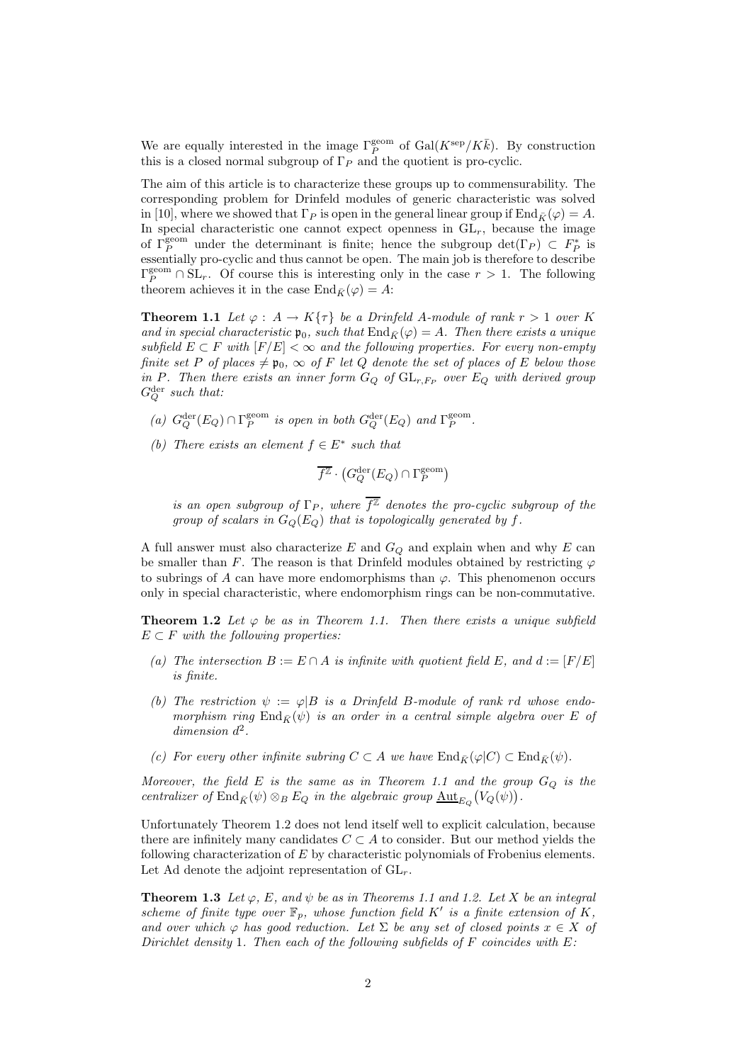We are equally interested in the image $\Gamma_P^{\rm geom}$ of $\mathrm{Gal}(K^{\rm sep}/K\bar{k})$. By construction this is a closed normal subgroup of $\Gamma_P$ and the quotient is pro-cyclic.

The aim of this article is to characterize these groups up to commensurability. The corresponding problem for Drinfeld modules of generic characteristic was solved in [10], where we showed that $\Gamma_P$ is open in the general linear group if $\mathrm{End}_{\bar{K}}(\varphi) = A$. In special characteristic one cannot expect openness in $\mathrm{GL}_r$, because the image of $\Gamma_P^{\rm geom}$ under the determinant is finite; hence the subgroup $\det(\Gamma_P) \subset F_P^*$ is essentially pro-cyclic and thus cannot be open. The main job is therefore to describe $\Gamma_P^{\rm geom} \cap \mathrm{SL}_r$. Of course this is interesting only in the case $r > 1$. The following theorem achieves it in the case $\mathrm{End}_{\bar{K}}(\varphi) = A$:

**Theorem 1.1** *Let $\varphi : A \to K\{\tau\}$ be a Drinfeld $A$-module of rank $r > 1$ over $K$ and in special characteristic $\mathfrak{p}_0$, such that $\mathrm{End}_{\bar{K}}(\varphi) = A$. Then there exists a unique subfield $E \subset F$ with $[F/E] < \infty$ and the following properties. For every non-empty finite set $P$ of places $\neq \mathfrak{p}_0, \infty$ of $F$ let $Q$ denote the set of places of $E$ below those in $P$. Then there exists an inner form $G_Q$ of $\mathrm{GL}_{r,F_P}$ over $E_Q$ with derived group $G_Q^{\rm der}$ such that:*

*(a) $G_Q^{\rm der}(E_Q) \cap \Gamma_P^{\rm geom}$ is open in both $G_Q^{\rm der}(E_Q)$ and $\Gamma_P^{\rm geom}$.*

*(b) There exists an element $f \in E^*$ such that*

$$\overline{f^{\mathbb{Z}}} \cdot \left(G_Q^{\rm der}(E_Q) \cap \Gamma_P^{\rm geom}\right)$$

*is an open subgroup of $\Gamma_P$, where $\overline{f^{\mathbb{Z}}}$ denotes the pro-cyclic subgroup of the group of scalars in $G_Q(E_Q)$ that is topologically generated by $f$.*

A full answer must also characterize $E$ and $G_Q$ and explain when and why $E$ can be smaller than $F$. The reason is that Drinfeld modules obtained by restricting $\varphi$ to subrings of $A$ can have more endomorphisms than $\varphi$. This phenomenon occurs only in special characteristic, where endomorphism rings can be non-commutative.

**Theorem 1.2** *Let $\varphi$ be as in Theorem 1.1. Then there exists a unique subfield $E \subset F$ with the following properties:*

*(a) The intersection $B := E \cap A$ is infinite with quotient field $E$, and $d := [F/E]$ is finite.*

*(b) The restriction $\psi := \varphi|B$ is a Drinfeld $B$-module of rank $rd$ whose endomorphism ring $\mathrm{End}_{\bar{K}}(\psi)$ is an order in a central simple algebra over $E$ of dimension $d^2$.*

*(c) For every other infinite subring $C \subset A$ we have $\mathrm{End}_{\bar{K}}(\varphi|C) \subset \mathrm{End}_{\bar{K}}(\psi)$.*

*Moreover, the field $E$ is the same as in Theorem 1.1 and the group $G_Q$ is the centralizer of $\mathrm{End}_{\bar{K}}(\psi) \otimes_B E_Q$ in the algebraic group $\underline{\mathrm{Aut}}_{E_Q}\big(V_Q(\psi)\big)$.*

Unfortunately Theorem 1.2 does not lend itself well to explicit calculation, because there are infinitely many candidates $C \subset A$ to consider. But our method yields the following characterization of $E$ by characteristic polynomials of Frobenius elements. Let Ad denote the adjoint representation of $\mathrm{GL}_r$.

**Theorem 1.3** *Let $\varphi$, $E$, and $\psi$ be as in Theorems 1.1 and 1.2. Let $X$ be an integral scheme of finite type over $\mathbb{F}_p$, whose function field $K'$ is a finite extension of $K$, and over which $\varphi$ has good reduction. Let $\Sigma$ be any set of closed points $x \in X$ of Dirichlet density 1. Then each of the following subfields of $F$ coincides with $E$:*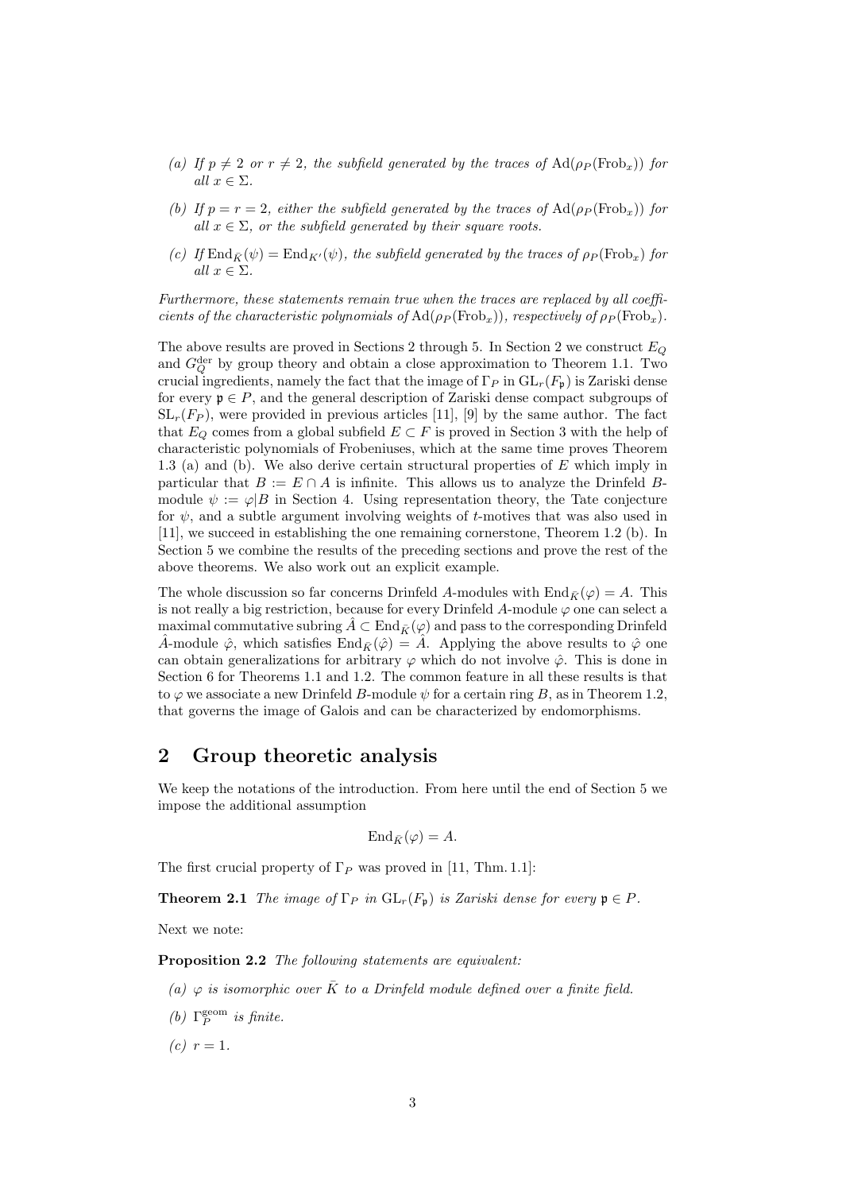(a) *If $p \neq 2$ or $r \neq 2$, the subfield generated by the traces of $\mathrm{Ad}(\rho_P(\mathrm{Frob}_x))$ for all $x \in \Sigma$.*

(b) *If $p = r = 2$, either the subfield generated by the traces of $\mathrm{Ad}(\rho_P(\mathrm{Frob}_x))$ for all $x \in \Sigma$, or the subfield generated by their square roots.*

(c) *If $\mathrm{End}_{\bar{K}}(\psi) = \mathrm{End}_{K'}(\psi)$, the subfield generated by the traces of $\rho_P(\mathrm{Frob}_x)$ for all $x \in \Sigma$.*

*Furthermore, these statements remain true when the traces are replaced by all coefficients of the characteristic polynomials of $\mathrm{Ad}(\rho_P(\mathrm{Frob}_x))$, respectively of $\rho_P(\mathrm{Frob}_x)$.*

The above results are proved in Sections 2 through 5. In Section 2 we construct $E_Q$ and $G_Q^{\mathrm{der}}$ by group theory and obtain a close approximation to Theorem 1.1. Two crucial ingredients, namely the fact that the image of $\Gamma_P$ in $\mathrm{GL}_r(F_\mathfrak{p})$ is Zariski dense for every $\mathfrak{p} \in P$, and the general description of Zariski dense compact subgroups of $\mathrm{SL}_r(F_P)$, were provided in previous articles [11], [9] by the same author. The fact that $E_Q$ comes from a global subfield $E \subset F$ is proved in Section 3 with the help of characteristic polynomials of Frobeniuses, which at the same time proves Theorem 1.3 (a) and (b). We also derive certain structural properties of $E$ which imply in particular that $B := E \cap A$ is infinite. This allows us to analyze the Drinfeld $B$-module $\psi := \varphi|B$ in Section 4. Using representation theory, the Tate conjecture for $\psi$, and a subtle argument involving weights of $t$-motives that was also used in [11], we succeed in establishing the one remaining cornerstone, Theorem 1.2 (b). In Section 5 we combine the results of the preceding sections and prove the rest of the above theorems. We also work out an explicit example.

The whole discussion so far concerns Drinfeld $A$-modules with $\mathrm{End}_{\bar{K}}(\varphi) = A$. This is not really a big restriction, because for every Drinfeld $A$-module $\varphi$ one can select a maximal commutative subring $\hat{A} \subset \mathrm{End}_{\bar{K}}(\varphi)$ and pass to the corresponding Drinfeld $\hat{A}$-module $\hat{\varphi}$, which satisfies $\mathrm{End}_{\bar{K}}(\hat{\varphi}) = \hat{A}$. Applying the above results to $\hat{\varphi}$ one can obtain generalizations for arbitrary $\varphi$ which do not involve $\hat{\varphi}$. This is done in Section 6 for Theorems 1.1 and 1.2. The common feature in all these results is that to $\varphi$ we associate a new Drinfeld $B$-module $\psi$ for a certain ring $B$, as in Theorem 1.2, that governs the image of Galois and can be characterized by endomorphisms.

## 2 Group theoretic analysis

We keep the notations of the introduction. From here until the end of Section 5 we impose the additional assumption

$$\mathrm{End}_{\bar{K}}(\varphi) = A.$$

The first crucial property of $\Gamma_P$ was proved in [11, Thm. 1.1]:

**Theorem 2.1** *The image of $\Gamma_P$ in $\mathrm{GL}_r(F_\mathfrak{p})$ is Zariski dense for every $\mathfrak{p} \in P$.*

Next we note:

**Proposition 2.2** *The following statements are equivalent:*

(a) *$\varphi$ is isomorphic over $\bar{K}$ to a Drinfeld module defined over a finite field.*

(b) *$\Gamma_P^{\mathrm{geom}}$ is finite.*

(c) *$r = 1$.*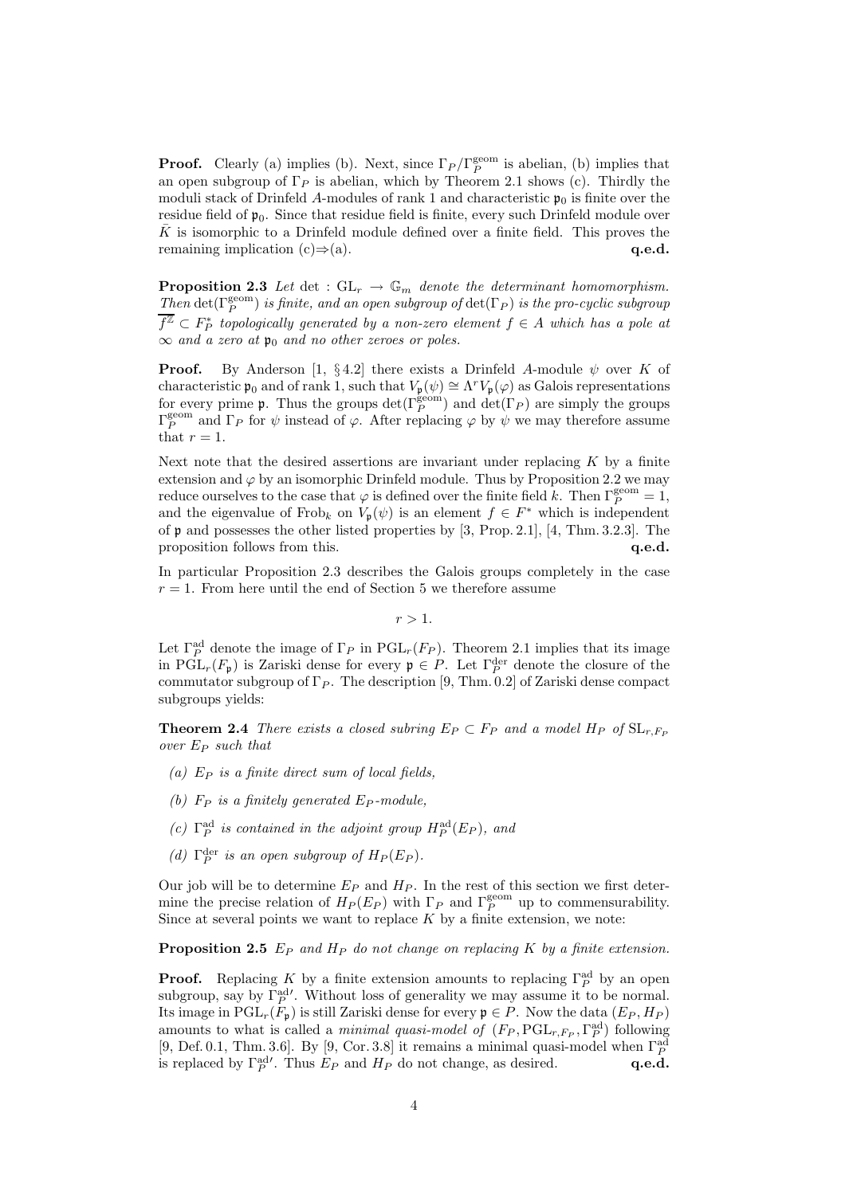**Proof.** Clearly (a) implies (b). Next, since $\Gamma_P/\Gamma_P^{\rm geom}$ is abelian, (b) implies that an open subgroup of $\Gamma_P$ is abelian, which by Theorem 2.1 shows (c). Thirdly the moduli stack of Drinfeld $A$-modules of rank 1 and characteristic $\mathfrak{p}_0$ is finite over the residue field of $\mathfrak{p}_0$. Since that residue field is finite, every such Drinfeld module over $\bar{K}$ is isomorphic to a Drinfeld module defined over a finite field. This proves the remaining implication (c)⇒(a). **q.e.d.**

**Proposition 2.3** *Let* $\det : \mathrm{GL}_r \to \mathbb{G}_m$ *denote the determinant homomorphism. Then* $\det(\Gamma_P^{\rm geom})$ *is finite, and an open subgroup of* $\det(\Gamma_P)$ *is the pro-cyclic subgroup* $\overline{f^{\mathbb{Z}}} \subset F_P^*$ *topologically generated by a non-zero element* $f \in A$ *which has a pole at* $\infty$ *and a zero at* $\mathfrak{p}_0$ *and no other zeroes or poles.*

**Proof.** By Anderson [1, § 4.2] there exists a Drinfeld $A$-module $\psi$ over $K$ of characteristic $\mathfrak{p}_0$ and of rank 1, such that $V_\mathfrak{p}(\psi) \cong \Lambda^r V_\mathfrak{p}(\varphi)$ as Galois representations for every prime $\mathfrak{p}$. Thus the groups $\det(\Gamma_P^{\rm geom})$ and $\det(\Gamma_P)$ are simply the groups $\Gamma_P^{\rm geom}$ and $\Gamma_P$ for $\psi$ instead of $\varphi$. After replacing $\varphi$ by $\psi$ we may therefore assume that $r = 1$.

Next note that the desired assertions are invariant under replacing $K$ by a finite extension and $\varphi$ by an isomorphic Drinfeld module. Thus by Proposition 2.2 we may reduce ourselves to the case that $\varphi$ is defined over the finite field $k$. Then $\Gamma_P^{\rm geom} = 1$, and the eigenvalue of $\mathrm{Frob}_k$ on $V_\mathfrak{p}(\psi)$ is an element $f \in F^*$ which is independent of $\mathfrak{p}$ and possesses the other listed properties by [3, Prop. 2.1], [4, Thm. 3.2.3]. The proposition follows from this. **q.e.d.**

In particular Proposition 2.3 describes the Galois groups completely in the case $r = 1$. From here until the end of Section 5 we therefore assume

$$r > 1.$$

Let $\Gamma_P^{\rm ad}$ denote the image of $\Gamma_P$ in $\mathrm{PGL}_r(F_P)$. Theorem 2.1 implies that its image in $\mathrm{PGL}_r(F_\mathfrak{p})$ is Zariski dense for every $\mathfrak{p} \in P$. Let $\Gamma_P^{\rm der}$ denote the closure of the commutator subgroup of $\Gamma_P$. The description [9, Thm. 0.2] of Zariski dense compact subgroups yields:

**Theorem 2.4** *There exists a closed subring* $E_P \subset F_P$ *and a model* $H_P$ *of* $\mathrm{SL}_{r,F_P}$ *over* $E_P$ *such that*

*(a)* $E_P$ *is a finite direct sum of local fields,*

*(b)* $F_P$ *is a finitely generated* $E_P$*-module,*

*(c)* $\Gamma_P^{\rm ad}$ *is contained in the adjoint group* $H_P^{\rm ad}(E_P)$*, and*

*(d)* $\Gamma_P^{\rm der}$ *is an open subgroup of* $H_P(E_P)$*.*

Our job will be to determine $E_P$ and $H_P$. In the rest of this section we first determine the precise relation of $H_P(E_P)$ with $\Gamma_P$ and $\Gamma_P^{\rm geom}$ up to commensurability. Since at several points we want to replace $K$ by a finite extension, we note:

**Proposition 2.5** $E_P$ *and* $H_P$ *do not change on replacing* $K$ *by a finite extension.*

**Proof.** Replacing $K$ by a finite extension amounts to replacing $\Gamma_P^{\rm ad}$ by an open subgroup, say by $\Gamma_P^{\rm ad\prime}$. Without loss of generality we may assume it to be normal. Its image in $\mathrm{PGL}_r(F_\mathfrak{p})$ is still Zariski dense for every $\mathfrak{p} \in P$. Now the data $(E_P, H_P)$ amounts to what is called a *minimal quasi-model of* $(F_P, \mathrm{PGL}_{r,F_P}, \Gamma_P^{\rm ad})$ following [9, Def. 0.1, Thm. 3.6]. By [9, Cor. 3.8] it remains a minimal quasi-model when $\Gamma_P^{\rm ad}$ is replaced by $\Gamma_P^{\rm ad\prime}$. Thus $E_P$ and $H_P$ do not change, as desired. **q.e.d.**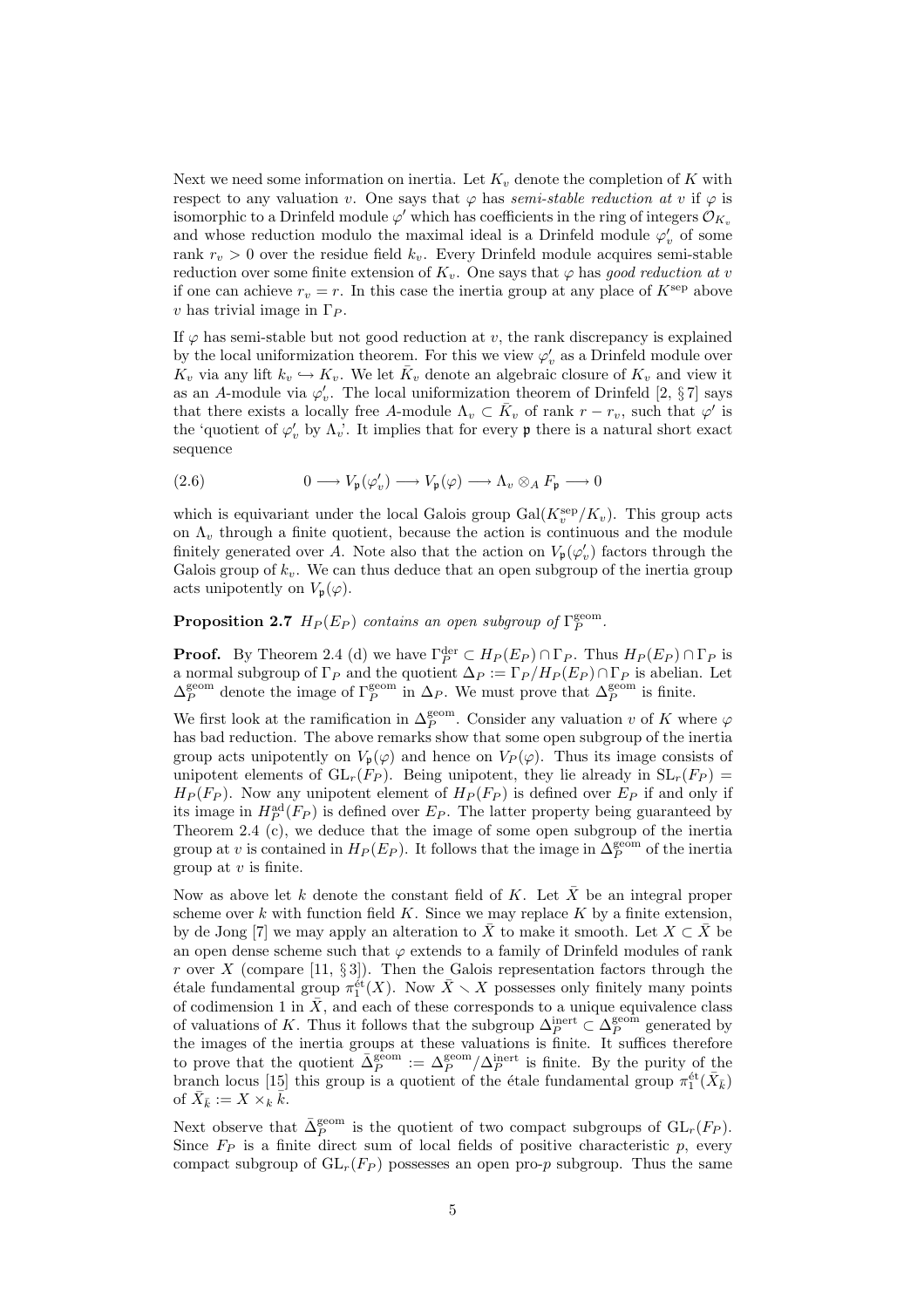Next we need some information on inertia. Let $K_v$ denote the completion of $K$ with respect to any valuation $v$. One says that $\varphi$ has *semi-stable reduction at* $v$ if $\varphi$ is isomorphic to a Drinfeld module $\varphi'$ which has coefficients in the ring of integers $\mathcal{O}_{K_v}$ and whose reduction modulo the maximal ideal is a Drinfeld module $\varphi'_v$ of some rank $r_v > 0$ over the residue field $k_v$. Every Drinfeld module acquires semi-stable reduction over some finite extension of $K_v$. One says that $\varphi$ has *good reduction at* $v$ if one can achieve $r_v = r$. In this case the inertia group at any place of $K^{\text{sep}}$ above $v$ has trivial image in $\Gamma_P$.

If $\varphi$ has semi-stable but not good reduction at $v$, the rank discrepancy is explained by the local uniformization theorem. For this we view $\varphi'_v$ as a Drinfeld module over $K_v$ via any lift $k_v \hookrightarrow K_v$. We let $\bar{K}_v$ denote an algebraic closure of $K_v$ and view it as an $A$-module via $\varphi'_v$. The local uniformization theorem of Drinfeld [2, § 7] says that there exists a locally free $A$-module $\Lambda_v \subset \bar{K}_v$ of rank $r - r_v$, such that $\varphi'$ is the 'quotient of $\varphi'_v$ by $\Lambda_v$'. It implies that for every $\mathfrak{p}$ there is a natural short exact sequence

$$0 \longrightarrow V_{\mathfrak{p}}(\varphi'_v) \longrightarrow V_{\mathfrak{p}}(\varphi) \longrightarrow \Lambda_v \otimes_A F_{\mathfrak{p}} \longrightarrow 0 \tag{2.6}$$

which is equivariant under the local Galois group $\mathrm{Gal}(K_v^{\text{sep}}/K_v)$. This group acts on $\Lambda_v$ through a finite quotient, because the action is continuous and the module finitely generated over $A$. Note also that the action on $V_{\mathfrak{p}}(\varphi'_v)$ factors through the Galois group of $k_v$. We can thus deduce that an open subgroup of the inertia group acts unipotently on $V_{\mathfrak{p}}(\varphi)$.

**Proposition 2.7** *$H_P(E_P)$ contains an open subgroup of $\Gamma_P^{\text{geom}}$.*

**Proof.** By Theorem 2.4 (d) we have $\Gamma_P^{\text{der}} \subset H_P(E_P) \cap \Gamma_P$. Thus $H_P(E_P) \cap \Gamma_P$ is a normal subgroup of $\Gamma_P$ and the quotient $\Delta_P := \Gamma_P / H_P(E_P) \cap \Gamma_P$ is abelian. Let $\Delta_P^{\text{geom}}$ denote the image of $\Gamma_P^{\text{geom}}$ in $\Delta_P$. We must prove that $\Delta_P^{\text{geom}}$ is finite.

We first look at the ramification in $\Delta_P^{\text{geom}}$. Consider any valuation $v$ of $K$ where $\varphi$ has bad reduction. The above remarks show that some open subgroup of the inertia group acts unipotently on $V_{\mathfrak{p}}(\varphi)$ and hence on $V_P(\varphi)$. Thus its image consists of unipotent elements of $\mathrm{GL}_r(F_P)$. Being unipotent, they lie already in $\mathrm{SL}_r(F_P) = H_P(F_P)$. Now any unipotent element of $H_P(F_P)$ is defined over $E_P$ if and only if its image in $H_P^{\text{ad}}(F_P)$ is defined over $E_P$. The latter property being guaranteed by Theorem 2.4 (c), we deduce that the image of some open subgroup of the inertia group at $v$ is contained in $H_P(E_P)$. It follows that the image in $\Delta_P^{\text{geom}}$ of the inertia group at $v$ is finite.

Now as above let $k$ denote the constant field of $K$. Let $\bar{X}$ be an integral proper scheme over $k$ with function field $K$. Since we may replace $K$ by a finite extension, by de Jong [7] we may apply an alteration to $\bar{X}$ to make it smooth. Let $X \subset \bar{X}$ be an open dense scheme such that $\varphi$ extends to a family of Drinfeld modules of rank $r$ over $X$ (compare [11, § 3]). Then the Galois representation factors through the étale fundamental group $\pi_1^{\text{ét}}(X)$. Now $\bar{X} \smallsetminus X$ possesses only finitely many points of codimension 1 in $\bar{X}$, and each of these corresponds to a unique equivalence class of valuations of $K$. Thus it follows that the subgroup $\Delta_P^{\text{inert}} \subset \Delta_P^{\text{geom}}$ generated by the images of the inertia groups at these valuations is finite. It suffices therefore to prove that the quotient $\bar{\Delta}_P^{\text{geom}} := \Delta_P^{\text{geom}} / \Delta_P^{\text{inert}}$ is finite. By the purity of the branch locus [15] this group is a quotient of the étale fundamental group $\pi_1^{\text{ét}}(\bar{X}_{\bar{k}})$ of $\bar{X}_{\bar{k}} := X \times_k \bar{k}$.

Next observe that $\bar{\Delta}_P^{\text{geom}}$ is the quotient of two compact subgroups of $\mathrm{GL}_r(F_P)$. Since $F_P$ is a finite direct sum of local fields of positive characteristic $p$, every compact subgroup of $\mathrm{GL}_r(F_P)$ possesses an open pro-$p$ subgroup. Thus the same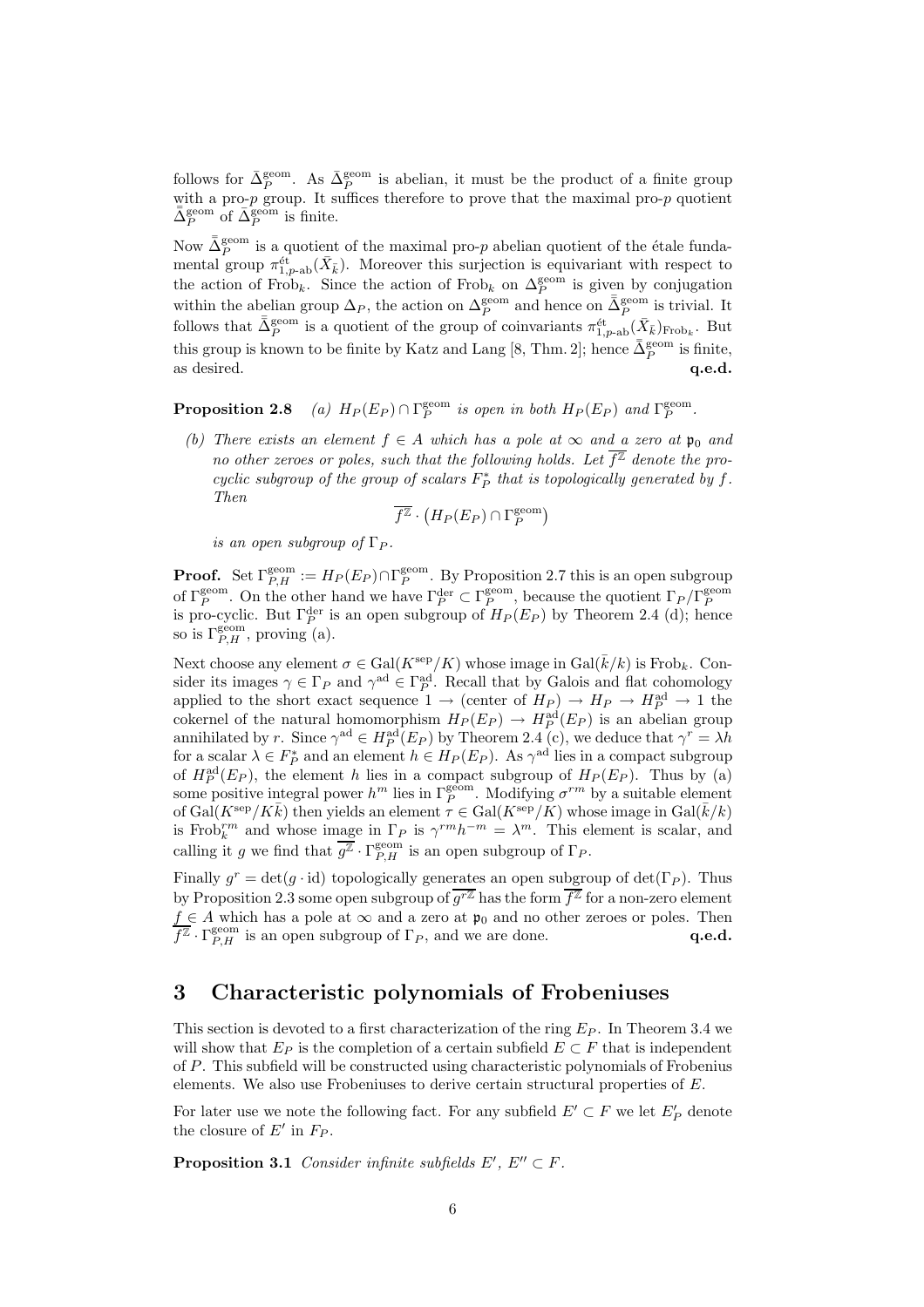follows for $\bar{\Delta}_P^{\rm geom}$. As $\bar{\Delta}_P^{\rm geom}$ is abelian, it must be the product of a finite group with a pro-$p$ group. It suffices therefore to prove that the maximal pro-$p$ quotient $\bar{\bar{\Delta}}_P^{\rm geom}$ of $\bar{\Delta}_P^{\rm geom}$ is finite.

Now $\bar{\bar{\Delta}}_P^{\rm geom}$ is a quotient of the maximal pro-$p$ abelian quotient of the étale fundamental group $\pi_{1,p\text{-ab}}^{\text{ét}}(\bar{X}_{\bar{k}})$. Moreover this surjection is equivariant with respect to the action of $\text{Frob}_k$. Since the action of $\text{Frob}_k$ on $\Delta_P^{\rm geom}$ is given by conjugation within the abelian group $\Delta_P$, the action on $\Delta_P^{\rm geom}$ and hence on $\bar{\bar{\Delta}}_P^{\rm geom}$ is trivial. It follows that $\bar{\bar{\Delta}}_P^{\rm geom}$ is a quotient of the group of coinvariants $\pi_{1,p\text{-ab}}^{\text{ét}}(\bar{X}_{\bar{k}})_{\text{Frob}_k}$. But this group is known to be finite by Katz and Lang [8, Thm. 2]; hence $\bar{\bar{\Delta}}_P^{\rm geom}$ is finite, as desired. **q.e.d.**

**Proposition 2.8** *(a) $H_P(E_P) \cap \Gamma_P^{\rm geom}$ is open in both $H_P(E_P)$ and $\Gamma_P^{\rm geom}$.*

*(b) There exists an element $f \in A$ which has a pole at $\infty$ and a zero at $\mathfrak{p}_0$ and no other zeroes or poles, such that the following holds. Let $\overline{f^{\mathbb{Z}}}$ denote the pro-cyclic subgroup of the group of scalars $F_P^*$ that is topologically generated by $f$. Then*

$$\overline{f^{\mathbb{Z}}} \cdot \big(H_P(E_P) \cap \Gamma_P^{\rm geom}\big)$$

*is an open subgroup of $\Gamma_P$.*

**Proof.** Set $\Gamma_{P,H}^{\rm geom} := H_P(E_P) \cap \Gamma_P^{\rm geom}$. By Proposition 2.7 this is an open subgroup of $\Gamma_P^{\rm geom}$. On the other hand we have $\Gamma_P^{\rm der} \subset \Gamma_P^{\rm geom}$, because the quotient $\Gamma_P/\Gamma_P^{\rm geom}$ is pro-cyclic. But $\Gamma_P^{\rm der}$ is an open subgroup of $H_P(E_P)$ by Theorem 2.4 (d); hence so is $\Gamma_{P,H}^{\rm geom}$, proving (a).

Next choose any element $\sigma \in \text{Gal}(K^{\rm sep}/K)$ whose image in $\text{Gal}(\bar{k}/k)$ is $\text{Frob}_k$. Consider its images $\gamma \in \Gamma_P$ and $\gamma^{\rm ad} \in \Gamma_P^{\rm ad}$. Recall that by Galois and flat cohomology applied to the short exact sequence $1 \to (\text{center of } H_P) \to H_P \to H_P^{\rm ad} \to 1$ the cokernel of the natural homomorphism $H_P(E_P) \to H_P^{\rm ad}(E_P)$ is an abelian group annihilated by $r$. Since $\gamma^{\rm ad} \in H_P^{\rm ad}(E_P)$ by Theorem 2.4 (c), we deduce that $\gamma^r = \lambda h$ for a scalar $\lambda \in F_P^*$ and an element $h \in H_P(E_P)$. As $\gamma^{\rm ad}$ lies in a compact subgroup of $H_P^{\rm ad}(E_P)$, the element $h$ lies in a compact subgroup of $H_P(E_P)$. Thus by (a) some positive integral power $h^m$ lies in $\Gamma_P^{\rm geom}$. Modifying $\sigma^{rm}$ by a suitable element of $\text{Gal}(K^{\rm sep}/K\bar{k})$ then yields an element $\tau \in \text{Gal}(K^{\rm sep}/K)$ whose image in $\text{Gal}(\bar{k}/k)$ is $\text{Frob}_k^{rm}$ and whose image in $\Gamma_P$ is $\gamma^{rm}h^{-m} = \lambda^m$. This element is scalar, and calling it $g$ we find that $\overline{g^{\mathbb{Z}}} \cdot \Gamma_{P,H}^{\rm geom}$ is an open subgroup of $\Gamma_P$.

Finally $g^r = \det(g \cdot \text{id})$ topologically generates an open subgroup of $\det(\Gamma_P)$. Thus by Proposition 2.3 some open subgroup of $\overline{g^{r\mathbb{Z}}}$ has the form $\overline{f^{\mathbb{Z}}}$ for a non-zero element $f \in A$ which has a pole at $\infty$ and a zero at $\mathfrak{p}_0$ and no other zeroes or poles. Then $\overline{f^{\mathbb{Z}}} \cdot \Gamma_{P,H}^{\rm geom}$ is an open subgroup of $\Gamma_P$, and we are done. **q.e.d.**

## 3 Characteristic polynomials of Frobeniuses

This section is devoted to a first characterization of the ring $E_P$. In Theorem 3.4 we will show that $E_P$ is the completion of a certain subfield $E \subset F$ that is independent of $P$. This subfield will be constructed using characteristic polynomials of Frobenius elements. We also use Frobeniuses to derive certain structural properties of $E$.

For later use we note the following fact. For any subfield $E' \subset F$ we let $E'_P$ denote the closure of $E'$ in $F_P$.

**Proposition 3.1** *Consider infinite subfields $E'$, $E'' \subset F$.*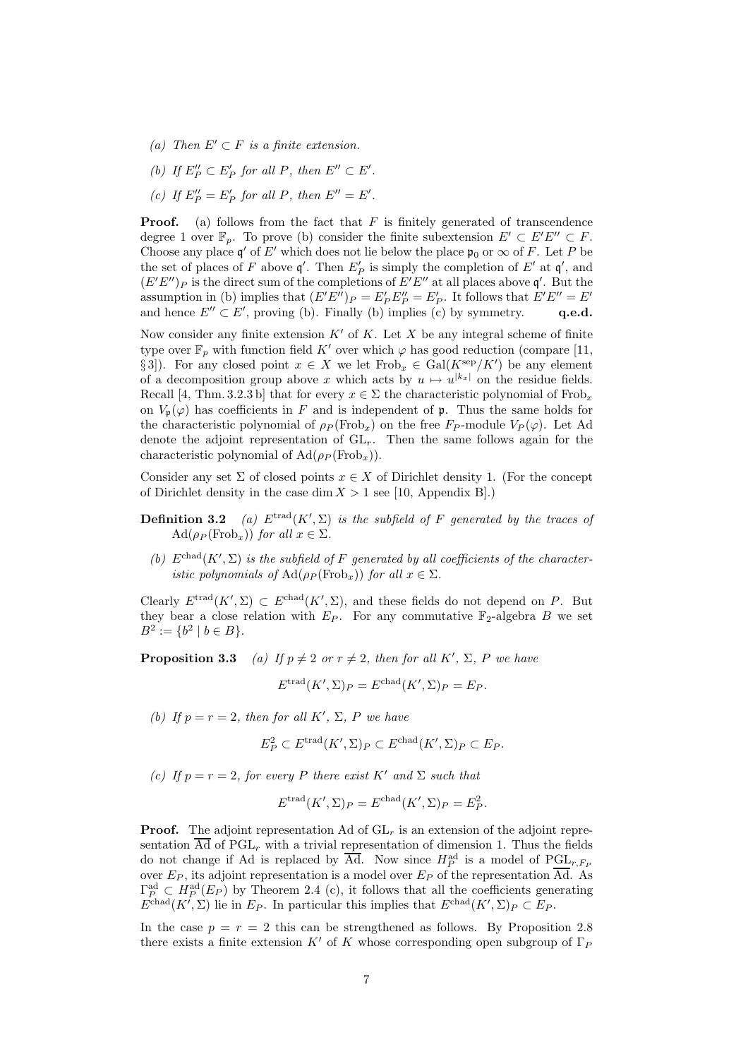(a) *Then $E' \subset F$ is a finite extension.*

(b) *If $E''_P \subset E'_P$ for all $P$, then $E'' \subset E'$.*

(c) *If $E''_P = E'_P$ for all $P$, then $E'' = E'$.*

**Proof.** (a) follows from the fact that $F$ is finitely generated of transcendence degree 1 over $\mathbb{F}_p$. To prove (b) consider the finite subextension $E' \subset E'E'' \subset F$. Choose any place $\mathfrak{q}'$ of $E'$ which does not lie below the place $\mathfrak{p}_0$ or $\infty$ of $F$. Let $P$ be the set of places of $F$ above $\mathfrak{q}'$. Then $E'_P$ is simply the completion of $E'$ at $\mathfrak{q}'$, and $(E'E'')_P$ is the direct sum of the completions of $E'E''$ at all places above $\mathfrak{q}'$. But the assumption in (b) implies that $(E'E'')_P = E'_P E''_P = E'_P$. It follows that $E'E'' = E'$ and hence $E'' \subset E'$, proving (b). Finally (b) implies (c) by symmetry. **q.e.d.**

Now consider any finite extension $K'$ of $K$. Let $X$ be any integral scheme of finite type over $\mathbb{F}_p$ with function field $K'$ over which $\varphi$ has good reduction (compare [11, §3]). For any closed point $x \in X$ we let $\mathrm{Frob}_x \in \mathrm{Gal}(K^{\mathrm{sep}}/K')$ be any element of a decomposition group above $x$ which acts by $u \mapsto u^{|k_x|}$ on the residue fields. Recall [4, Thm. 3.2.3 b] that for every $x \in \Sigma$ the characteristic polynomial of $\mathrm{Frob}_x$ on $V_{\mathfrak{p}}(\varphi)$ has coefficients in $F$ and is independent of $\mathfrak{p}$. Thus the same holds for the characteristic polynomial of $\rho_P(\mathrm{Frob}_x)$ on the free $F_P$-module $V_P(\varphi)$. Let Ad denote the adjoint representation of $\mathrm{GL}_r$. Then the same follows again for the characteristic polynomial of $\mathrm{Ad}(\rho_P(\mathrm{Frob}_x))$.

Consider any set $\Sigma$ of closed points $x \in X$ of Dirichlet density 1. (For the concept of Dirichlet density in the case $\dim X > 1$ see [10, Appendix B].)

**Definition 3.2** *(a) $E^{\mathrm{trad}}(K', \Sigma)$ is the subfield of $F$ generated by the traces of $\mathrm{Ad}(\rho_P(\mathrm{Frob}_x))$ for all $x \in \Sigma$.*

*(b) $E^{\mathrm{chad}}(K', \Sigma)$ is the subfield of $F$ generated by all coefficients of the characteristic polynomials of $\mathrm{Ad}(\rho_P(\mathrm{Frob}_x))$ for all $x \in \Sigma$.*

Clearly $E^{\mathrm{trad}}(K', \Sigma) \subset E^{\mathrm{chad}}(K', \Sigma)$, and these fields do not depend on $P$. But they bear a close relation with $E_P$. For any commutative $\mathbb{F}_2$-algebra $B$ we set $B^2 := \{b^2 \mid b \in B\}$.

**Proposition 3.3** *(a) If $p \neq 2$ or $r \neq 2$, then for all $K'$, $\Sigma$, $P$ we have*

$$E^{\mathrm{trad}}(K', \Sigma)_P = E^{\mathrm{chad}}(K', \Sigma)_P = E_P.$$

*(b) If $p = r = 2$, then for all $K'$, $\Sigma$, $P$ we have*

$$E_P^2 \subset E^{\mathrm{trad}}(K', \Sigma)_P \subset E^{\mathrm{chad}}(K', \Sigma)_P \subset E_P.$$

*(c) If $p = r = 2$, for every $P$ there exist $K'$ and $\Sigma$ such that*

$$E^{\mathrm{trad}}(K', \Sigma)_P = E^{\mathrm{chad}}(K', \Sigma)_P = E_P^2.$$

**Proof.** The adjoint representation Ad of $\mathrm{GL}_r$ is an extension of the adjoint representation $\overline{\mathrm{Ad}}$ of $\mathrm{PGL}_r$ with a trivial representation of dimension 1. Thus the fields do not change if Ad is replaced by $\overline{\mathrm{Ad}}$. Now since $H_P^{\mathrm{ad}}$ is a model of $\mathrm{PGL}_{r,F_P}$ over $E_P$, its adjoint representation is a model over $E_P$ of the representation $\overline{\mathrm{Ad}}$. As $\Gamma_P^{\mathrm{ad}} \subset H_P^{\mathrm{ad}}(E_P)$ by Theorem 2.4 (c), it follows that all the coefficients generating $E^{\mathrm{chad}}(K', \Sigma)$ lie in $E_P$. In particular this implies that $E^{\mathrm{chad}}(K', \Sigma)_P \subset E_P$.

In the case $p = r = 2$ this can be strengthened as follows. By Proposition 2.8 there exists a finite extension $K'$ of $K$ whose corresponding open subgroup of $\Gamma_P$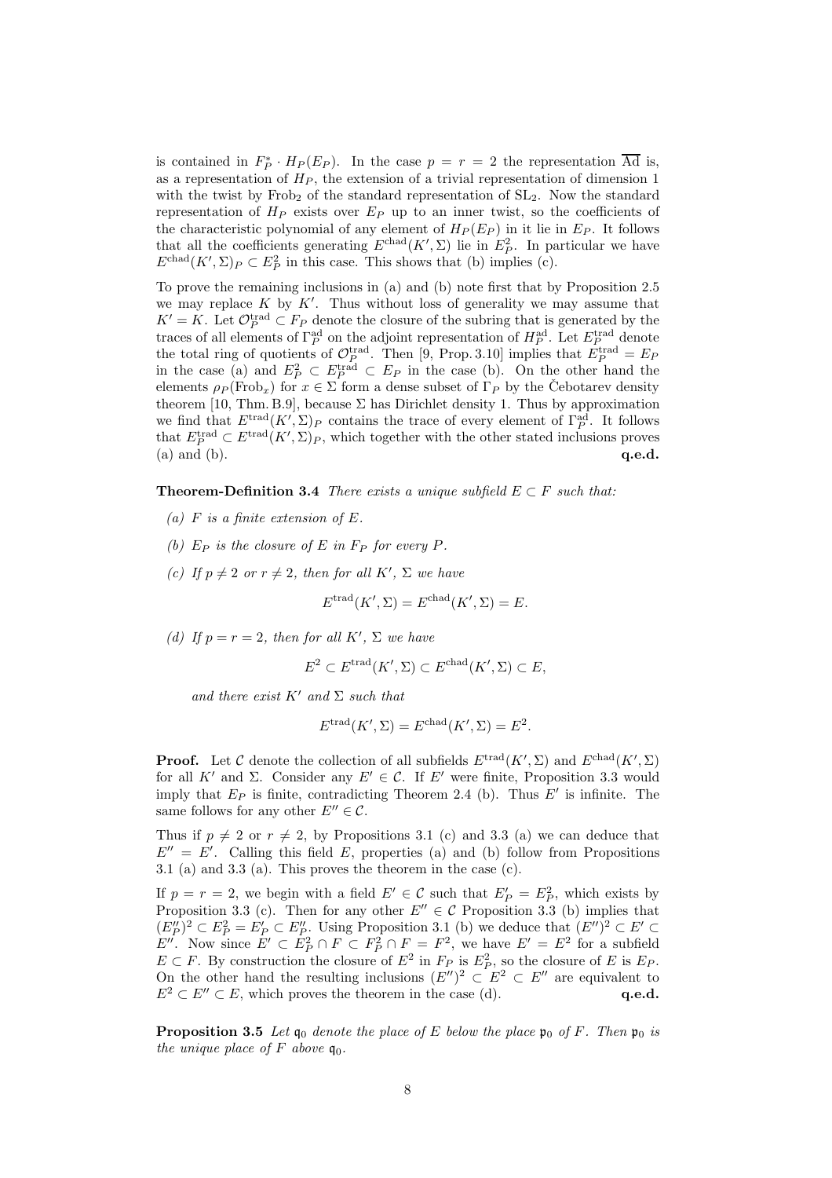is contained in $F_P^* \cdot H_P(E_P)$. In the case $p = r = 2$ the representation $\overline{\mathrm{Ad}}$ is, as a representation of $H_P$, the extension of a trivial representation of dimension 1 with the twist by $\mathrm{Frob}_2$ of the standard representation of $\mathrm{SL}_2$. Now the standard representation of $H_P$ exists over $E_P$ up to an inner twist, so the coefficients of the characteristic polynomial of any element of $H_P(E_P)$ in it lie in $E_P$. It follows that all the coefficients generating $E^{\mathrm{chad}}(K',\Sigma)$ lie in $E_P^2$. In particular we have $E^{\mathrm{chad}}(K',\Sigma)_P \subset E_P^2$ in this case. This shows that (b) implies (c).

To prove the remaining inclusions in (a) and (b) note first that by Proposition 2.5 we may replace $K$ by $K'$. Thus without loss of generality we may assume that $K' = K$. Let $\mathcal{O}_P^{\mathrm{trad}} \subset F_P$ denote the closure of the subring that is generated by the traces of all elements of $\Gamma_P^{\mathrm{ad}}$ on the adjoint representation of $H_P^{\mathrm{ad}}$. Let $E_P^{\mathrm{trad}}$ denote the total ring of quotients of $\mathcal{O}_P^{\mathrm{trad}}$. Then [9, Prop. 3.10] implies that $E_P^{\mathrm{trad}} = E_P$ in the case (a) and $E_P^2 \subset E_P^{\mathrm{trad}} \subset E_P$ in the case (b). On the other hand the elements $\rho_P(\mathrm{Frob}_x)$ for $x \in \Sigma$ form a dense subset of $\Gamma_P$ by the Čebotarev density theorem [10, Thm. B.9], because $\Sigma$ has Dirichlet density 1. Thus by approximation we find that $E^{\mathrm{trad}}(K',\Sigma)_P$ contains the trace of every element of $\Gamma_P^{\mathrm{ad}}$. It follows that $E_P^{\mathrm{trad}} \subset E^{\mathrm{trad}}(K',\Sigma)_P$, which together with the other stated inclusions proves (a) and (b). **q.e.d.**

**Theorem-Definition 3.4** *There exists a unique subfield $E \subset F$ such that:*

*(a) $F$ is a finite extension of $E$.*

*(b) $E_P$ is the closure of $E$ in $F_P$ for every $P$.*

*(c) If $p \neq 2$ or $r \neq 2$, then for all $K'$, $\Sigma$ we have*

$$E^{\mathrm{trad}}(K',\Sigma) = E^{\mathrm{chad}}(K',\Sigma) = E.$$

*(d) If $p = r = 2$, then for all $K'$, $\Sigma$ we have*

$$E^2 \subset E^{\mathrm{trad}}(K',\Sigma) \subset E^{\mathrm{chad}}(K',\Sigma) \subset E,$$

*and there exist $K'$ and $\Sigma$ such that*

$$E^{\mathrm{trad}}(K',\Sigma) = E^{\mathrm{chad}}(K',\Sigma) = E^2.$$

**Proof.** Let $\mathcal{C}$ denote the collection of all subfields $E^{\mathrm{trad}}(K',\Sigma)$ and $E^{\mathrm{chad}}(K',\Sigma)$ for all $K'$ and $\Sigma$. Consider any $E' \in \mathcal{C}$. If $E'$ were finite, Proposition 3.3 would imply that $E_P$ is finite, contradicting Theorem 2.4 (b). Thus $E'$ is infinite. The same follows for any other $E'' \in \mathcal{C}$.

Thus if $p \neq 2$ or $r \neq 2$, by Propositions 3.1 (c) and 3.3 (a) we can deduce that $E'' = E'$. Calling this field $E$, properties (a) and (b) follow from Propositions 3.1 (a) and 3.3 (a). This proves the theorem in the case (c).

If $p = r = 2$, we begin with a field $E' \in \mathcal{C}$ such that $E'_P = E_P^2$, which exists by Proposition 3.3 (c). Then for any other $E'' \in \mathcal{C}$ Proposition 3.3 (b) implies that $(E''_P)^2 \subset E_P^2 = E'_P \subset E''_P$. Using Proposition 3.1 (b) we deduce that $(E'')^2 \subset E' \subset E''$. Now since $E' \subset E_P^2 \cap F \subset F_P^2 \cap F = F^2$, we have $E' = E^2$ for a subfield $E \subset F$. By construction the closure of $E^2$ in $F_P$ is $E_P^2$, so the closure of $E$ is $E_P$. On the other hand the resulting inclusions $(E'')^2 \subset E^2 \subset E''$ are equivalent to $E^2 \subset E'' \subset E$, which proves the theorem in the case (d). **q.e.d.**

**Proposition 3.5** *Let $\mathfrak{q}_0$ denote the place of $E$ below the place $\mathfrak{p}_0$ of $F$. Then $\mathfrak{p}_0$ is the unique place of $F$ above $\mathfrak{q}_0$.*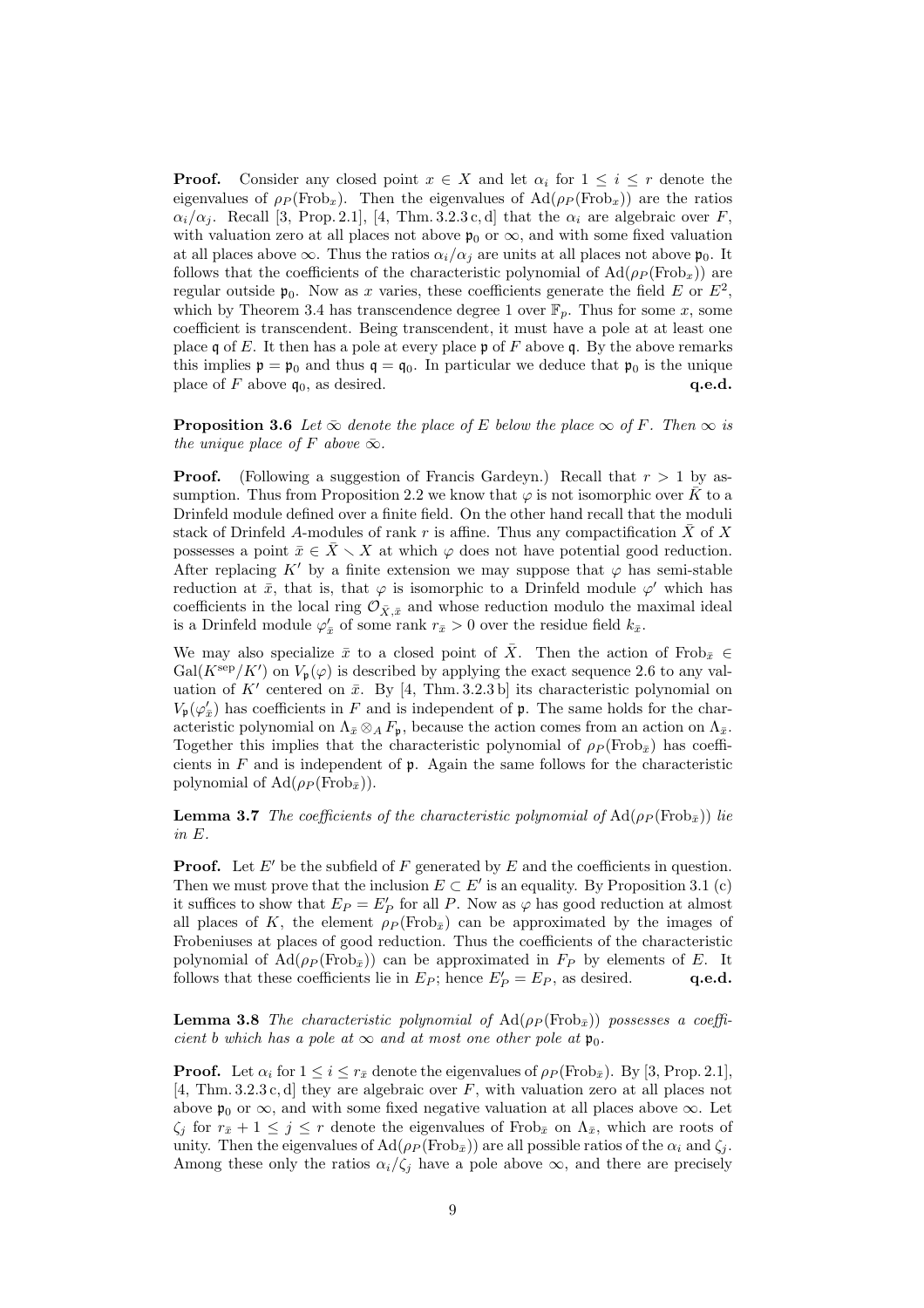**Proof.** Consider any closed point $x \in X$ and let $\alpha_i$ for $1 \le i \le r$ denote the eigenvalues of $\rho_P(\mathrm{Frob}_x)$. Then the eigenvalues of $\mathrm{Ad}(\rho_P(\mathrm{Frob}_x))$ are the ratios $\alpha_i/\alpha_j$. Recall [3, Prop. 2.1], [4, Thm. 3.2.3 c, d] that the $\alpha_i$ are algebraic over $F$, with valuation zero at all places not above $\mathfrak{p}_0$ or $\infty$, and with some fixed valuation at all places above $\infty$. Thus the ratios $\alpha_i/\alpha_j$ are units at all places not above $\mathfrak{p}_0$. It follows that the coefficients of the characteristic polynomial of $\mathrm{Ad}(\rho_P(\mathrm{Frob}_x))$ are regular outside $\mathfrak{p}_0$. Now as $x$ varies, these coefficients generate the field $E$ or $E^2$, which by Theorem 3.4 has transcendence degree 1 over $\mathbb{F}_p$. Thus for some $x$, some coefficient is transcendent. Being transcendent, it must have a pole at at least one place $\mathfrak{q}$ of $E$. It then has a pole at every place $\mathfrak{p}$ of $F$ above $\mathfrak{q}$. By the above remarks this implies $\mathfrak{p} = \mathfrak{p}_0$ and thus $\mathfrak{q} = \mathfrak{q}_0$. In particular we deduce that $\mathfrak{p}_0$ is the unique place of $F$ above $\mathfrak{q}_0$, as desired. **q.e.d.**

**Proposition 3.6** *Let $\tilde{\infty}$ denote the place of $E$ below the place $\infty$ of $F$. Then $\infty$ is the unique place of $F$ above $\tilde{\infty}$.*

**Proof.** (Following a suggestion of Francis Gardeyn.) Recall that $r > 1$ by assumption. Thus from Proposition 2.2 we know that $\varphi$ is not isomorphic over $\bar{K}$ to a Drinfeld module defined over a finite field. On the other hand recall that the moduli stack of Drinfeld $A$-modules of rank $r$ is affine. Thus any compactification $\bar{X}$ of $X$ possesses a point $\bar{x} \in \bar{X} \smallsetminus X$ at which $\varphi$ does not have potential good reduction. After replacing $K'$ by a finite extension we may suppose that $\varphi$ has semi-stable reduction at $\bar{x}$, that is, that $\varphi$ is isomorphic to a Drinfeld module $\varphi'$ which has coefficients in the local ring $\mathcal{O}_{\bar{X},\bar{x}}$ and whose reduction modulo the maximal ideal is a Drinfeld module $\varphi'_{\bar{x}}$ of some rank $r_{\bar{x}} > 0$ over the residue field $k_{\bar{x}}$.

We may also specialize $\bar{x}$ to a closed point of $\bar{X}$. Then the action of $\mathrm{Frob}_{\bar{x}} \in \mathrm{Gal}(K^{\mathrm{sep}}/K')$ on $V_{\mathfrak{p}}(\varphi)$ is described by applying the exact sequence 2.6 to any valuation of $K'$ centered on $\bar{x}$. By [4, Thm. 3.2.3 b] its characteristic polynomial on $V_{\mathfrak{p}}(\varphi'_{\bar{x}})$ has coefficients in $F$ and is independent of $\mathfrak{p}$. The same holds for the characteristic polynomial on $\Lambda_{\bar{x}} \otimes_A F_{\mathfrak{p}}$, because the action comes from an action on $\Lambda_{\bar{x}}$. Together this implies that the characteristic polynomial of $\rho_P(\mathrm{Frob}_{\bar{x}})$ has coefficients in $F$ and is independent of $\mathfrak{p}$. Again the same follows for the characteristic polynomial of $\mathrm{Ad}(\rho_P(\mathrm{Frob}_{\bar{x}}))$.

**Lemma 3.7** *The coefficients of the characteristic polynomial of $\mathrm{Ad}(\rho_P(\mathrm{Frob}_{\bar{x}}))$ lie in $E$.*

**Proof.** Let $E'$ be the subfield of $F$ generated by $E$ and the coefficients in question. Then we must prove that the inclusion $E \subset E'$ is an equality. By Proposition 3.1 (c) it suffices to show that $E_P = E'_P$ for all $P$. Now as $\varphi$ has good reduction at almost all places of $K$, the element $\rho_P(\mathrm{Frob}_{\bar{x}})$ can be approximated by the images of Frobeniuses at places of good reduction. Thus the coefficients of the characteristic polynomial of $\mathrm{Ad}(\rho_P(\mathrm{Frob}_{\bar{x}}))$ can be approximated in $F_P$ by elements of $E$. It follows that these coefficients lie in $E_P$; hence $E'_P = E_P$, as desired. **q.e.d.**

**Lemma 3.8** *The characteristic polynomial of $\mathrm{Ad}(\rho_P(\mathrm{Frob}_{\bar{x}}))$ possesses a coefficient $b$ which has a pole at $\infty$ and at most one other pole at $\mathfrak{p}_0$.*

**Proof.** Let $\alpha_i$ for $1 \le i \le r_{\bar{x}}$ denote the eigenvalues of $\rho_P(\mathrm{Frob}_{\bar{x}})$. By [3, Prop. 2.1], [4, Thm. 3.2.3 c, d] they are algebraic over $F$, with valuation zero at all places not above $\mathfrak{p}_0$ or $\infty$, and with some fixed negative valuation at all places above $\infty$. Let $\zeta_j$ for $r_{\bar{x}} + 1 \le j \le r$ denote the eigenvalues of $\mathrm{Frob}_{\bar{x}}$ on $\Lambda_{\bar{x}}$, which are roots of unity. Then the eigenvalues of $\mathrm{Ad}(\rho_P(\mathrm{Frob}_{\bar{x}}))$ are all possible ratios of the $\alpha_i$ and $\zeta_j$. Among these only the ratios $\alpha_i/\zeta_j$ have a pole above $\infty$, and there are precisely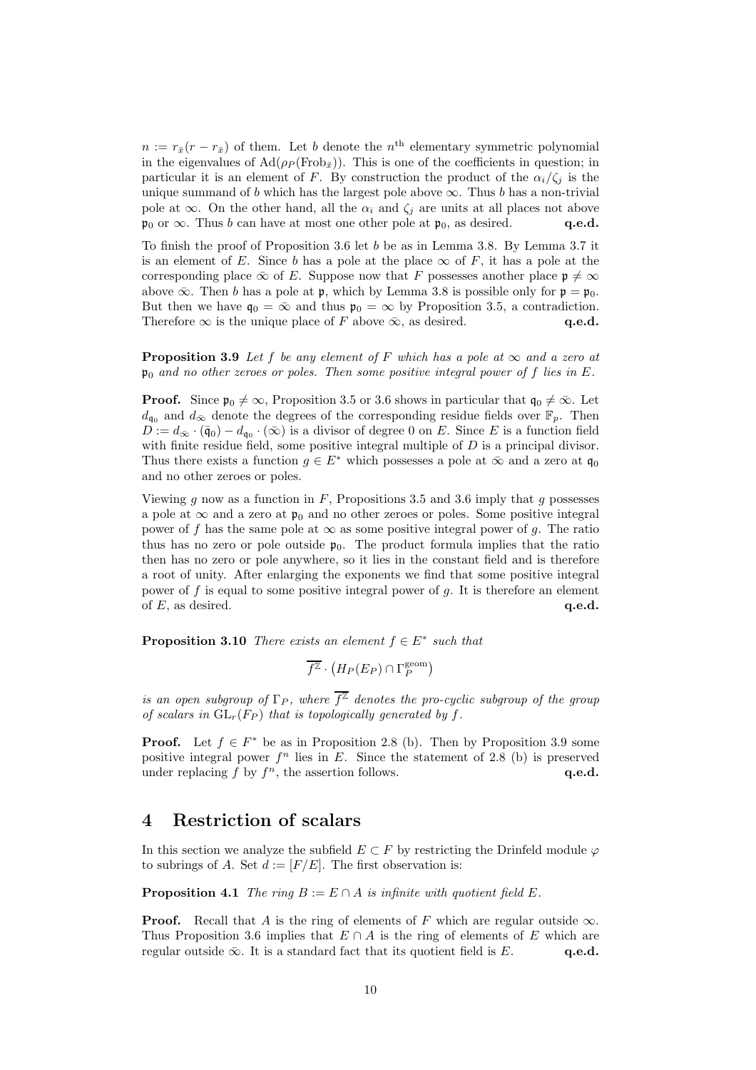$n := r_{\bar{x}}(r - r_{\bar{x}})$ of them. Let $b$ denote the $n^{\text{th}}$ elementary symmetric polynomial in the eigenvalues of $\mathrm{Ad}(\rho_P(\mathrm{Frob}_{\bar{x}}))$. This is one of the coefficients in question; in particular it is an element of $F$. By construction the product of the $\alpha_i/\zeta_j$ is the unique summand of $b$ which has the largest pole above $\infty$. Thus $b$ has a non-trivial pole at $\infty$. On the other hand, all the $\alpha_i$ and $\zeta_j$ are units at all places not above $\mathfrak{p}_0$ or $\infty$. Thus $b$ can have at most one other pole at $\mathfrak{p}_0$, as desired. **q.e.d.**

To finish the proof of Proposition 3.6 let $b$ be as in Lemma 3.8. By Lemma 3.7 it is an element of $E$. Since $b$ has a pole at the place $\infty$ of $F$, it has a pole at the corresponding place $\bar{\infty}$ of $E$. Suppose now that $F$ possesses another place $\mathfrak{p} \neq \infty$ above $\bar{\infty}$. Then $b$ has a pole at $\mathfrak{p}$, which by Lemma 3.8 is possible only for $\mathfrak{p} = \mathfrak{p}_0$. But then we have $\mathfrak{q}_0 = \bar{\infty}$ and thus $\mathfrak{p}_0 = \infty$ by Proposition 3.5, a contradiction. Therefore $\infty$ is the unique place of $F$ above $\bar{\infty}$, as desired. **q.e.d.**

**Proposition 3.9** *Let $f$ be any element of $F$ which has a pole at $\infty$ and a zero at $\mathfrak{p}_0$ and no other zeroes or poles. Then some positive integral power of $f$ lies in $E$.*

**Proof.** Since $\mathfrak{p}_0 \neq \infty$, Proposition 3.5 or 3.6 shows in particular that $\mathfrak{q}_0 \neq \bar{\infty}$. Let $d_{\mathfrak{q}_0}$ and $d_{\bar{\infty}}$ denote the degrees of the corresponding residue fields over $\mathbb{F}_p$. Then $D := d_{\bar{\infty}} \cdot (\bar{\mathfrak{q}}_0) - d_{\mathfrak{q}_0} \cdot (\bar{\infty})$ is a divisor of degree 0 on $E$. Since $E$ is a function field with finite residue field, some positive integral multiple of $D$ is a principal divisor. Thus there exists a function $g \in E^*$ which possesses a pole at $\bar{\infty}$ and a zero at $\mathfrak{q}_0$ and no other zeroes or poles.

Viewing $g$ now as a function in $F$, Propositions 3.5 and 3.6 imply that $g$ possesses a pole at $\infty$ and a zero at $\mathfrak{p}_0$ and no other zeroes or poles. Some positive integral power of $f$ has the same pole at $\infty$ as some positive integral power of $g$. The ratio thus has no zero or pole outside $\mathfrak{p}_0$. The product formula implies that the ratio then has no zero or pole anywhere, so it lies in the constant field and is therefore a root of unity. After enlarging the exponents we find that some positive integral power of $f$ is equal to some positive integral power of $g$. It is therefore an element of $E$, as desired. **q.e.d.**

**Proposition 3.10** *There exists an element $f \in E^*$ such that*

$$\overline{f^{\mathbb{Z}}} \cdot \big(H_P(E_P) \cap \Gamma_P^{\mathrm{geom}}\big)$$

*is an open subgroup of $\Gamma_P$, where $\overline{f^{\mathbb{Z}}}$ denotes the pro-cyclic subgroup of the group of scalars in $\mathrm{GL}_r(F_P)$ that is topologically generated by $f$.*

**Proof.** Let $f \in F^*$ be as in Proposition 2.8 (b). Then by Proposition 3.9 some positive integral power $f^n$ lies in $E$. Since the statement of 2.8 (b) is preserved under replacing $f$ by $f^n$, the assertion follows. **q.e.d.**

## 4 Restriction of scalars

In this section we analyze the subfield $E \subset F$ by restricting the Drinfeld module $\varphi$ to subrings of $A$. Set $d := [F/E]$. The first observation is:

**Proposition 4.1** *The ring $B := E \cap A$ is infinite with quotient field $E$.*

**Proof.** Recall that $A$ is the ring of elements of $F$ which are regular outside $\infty$. Thus Proposition 3.6 implies that $E \cap A$ is the ring of elements of $E$ which are regular outside $\bar{\infty}$. It is a standard fact that its quotient field is $E$. **q.e.d.**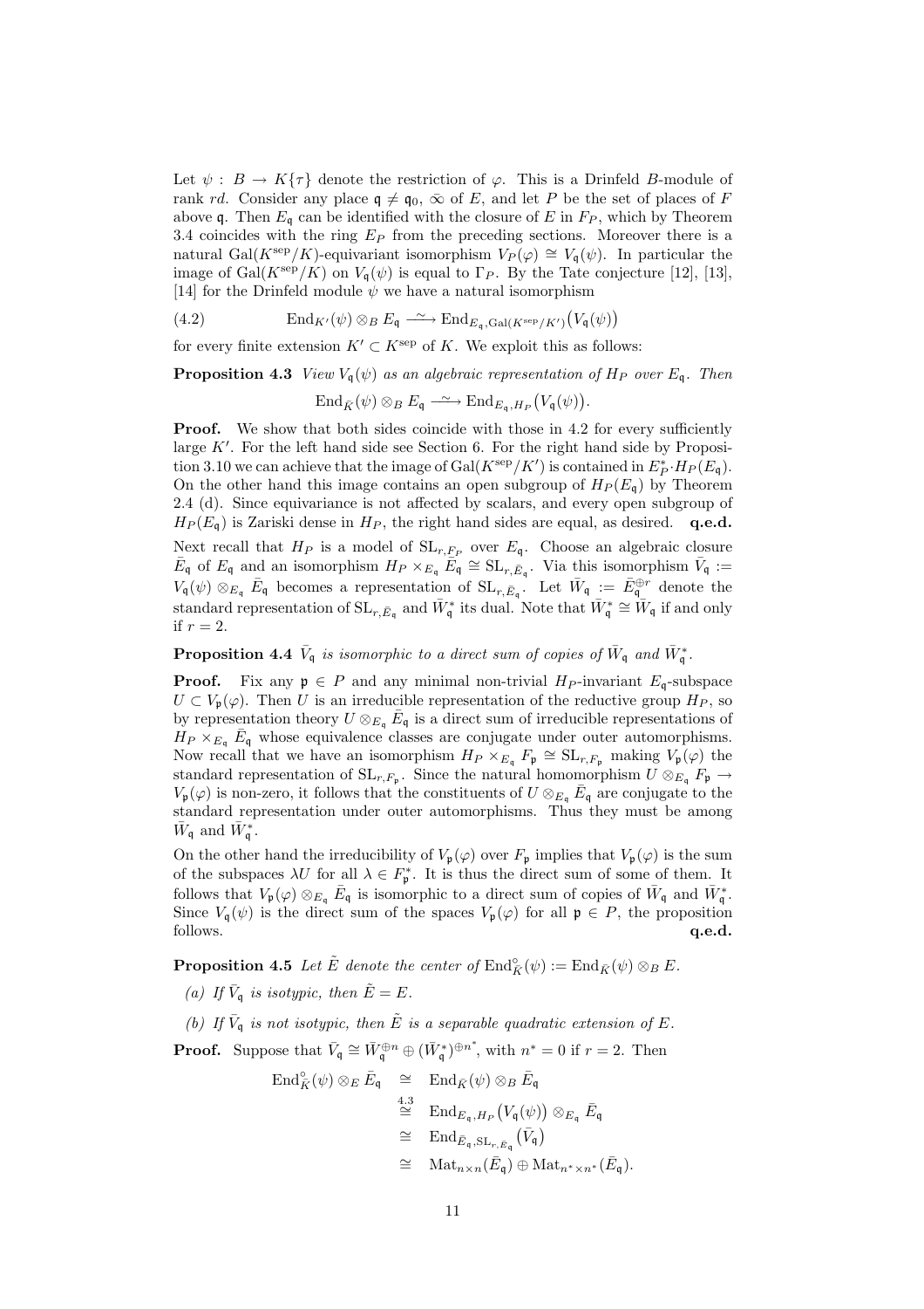Let $\psi : B \to K\{\tau\}$ denote the restriction of $\varphi$. This is a Drinfeld $B$-module of rank $rd$. Consider any place $\mathfrak{q} \neq \mathfrak{q}_0, \bar{\infty}$ of $E$, and let $P$ be the set of places of $F$ above $\mathfrak{q}$. Then $E_\mathfrak{q}$ can be identified with the closure of $E$ in $F_P$, which by Theorem 3.4 coincides with the ring $E_P$ from the preceding sections. Moreover there is a natural $\mathrm{Gal}(K^{\mathrm{sep}}/K)$-equivariant isomorphism $V_P(\varphi) \cong V_\mathfrak{q}(\psi)$. In particular the image of $\mathrm{Gal}(K^{\mathrm{sep}}/K)$ on $V_\mathfrak{q}(\psi)$ is equal to $\Gamma_P$. By the Tate conjecture [12], [13], [14] for the Drinfeld module $\psi$ we have a natural isomorphism

$$\mathrm{End}_{K'}(\psi) \otimes_B E_\mathfrak{q} \xrightarrow{\ \sim\ } \mathrm{End}_{E_\mathfrak{q}, \mathrm{Gal}(K^{\mathrm{sep}}/K')}\big(V_\mathfrak{q}(\psi)\big) \tag{4.2}$$

for every finite extension $K' \subset K^{\mathrm{sep}}$ of $K$. We exploit this as follows:

**Proposition 4.3** *View $V_\mathfrak{q}(\psi)$ as an algebraic representation of $H_P$ over $E_\mathfrak{q}$. Then*

$$\mathrm{End}_{\bar{K}}(\psi) \otimes_B E_\mathfrak{q} \xrightarrow{\ \sim\ } \mathrm{End}_{E_\mathfrak{q}, H_P}\big(V_\mathfrak{q}(\psi)\big).$$

**Proof.** We show that both sides coincide with those in 4.2 for every sufficiently large $K'$. For the left hand side see Section 6. For the right hand side by Proposition 3.10 we can achieve that the image of $\mathrm{Gal}(K^{\mathrm{sep}}/K')$ is contained in $E_P^* \cdot H_P(E_\mathfrak{q})$. On the other hand this image contains an open subgroup of $H_P(E_\mathfrak{q})$ by Theorem 2.4 (d). Since equivariance is not affected by scalars, and every open subgroup of $H_P(E_\mathfrak{q})$ is Zariski dense in $H_P$, the right hand sides are equal, as desired. **q.e.d.**

Next recall that $H_P$ is a model of $\mathrm{SL}_{r,F_P}$ over $E_\mathfrak{q}$. Choose an algebraic closure $\bar{E}_\mathfrak{q}$ of $E_\mathfrak{q}$ and an isomorphism $H_P \times_{E_\mathfrak{q}} \bar{E}_\mathfrak{q} \cong \mathrm{SL}_{r,\bar{E}_\mathfrak{q}}$. Via this isomorphism $\bar{V}_\mathfrak{q} := V_\mathfrak{q}(\psi) \otimes_{E_\mathfrak{q}} \bar{E}_\mathfrak{q}$ becomes a representation of $\mathrm{SL}_{r,\bar{E}_\mathfrak{q}}$. Let $\bar{W}_\mathfrak{q} := \bar{E}_\mathfrak{q}^{\oplus r}$ denote the standard representation of $\mathrm{SL}_{r,\bar{E}_\mathfrak{q}}$ and $\bar{W}_\mathfrak{q}^*$ its dual. Note that $\bar{W}_\mathfrak{q}^* \cong \bar{W}_\mathfrak{q}$ if and only if $r = 2$.

**Proposition 4.4** *$\bar{V}_\mathfrak{q}$ is isomorphic to a direct sum of copies of $\bar{W}_\mathfrak{q}$ and $\bar{W}_\mathfrak{q}^*$.*

**Proof.** Fix any $\mathfrak{p} \in P$ and any minimal non-trivial $H_P$-invariant $E_\mathfrak{q}$-subspace $U \subset V_\mathfrak{p}(\varphi)$. Then $U$ is an irreducible representation of the reductive group $H_P$, so by representation theory $U \otimes_{E_\mathfrak{q}} \bar{E}_\mathfrak{q}$ is a direct sum of irreducible representations of $H_P \times_{E_\mathfrak{q}} \bar{E}_\mathfrak{q}$ whose equivalence classes are conjugate under outer automorphisms. Now recall that we have an isomorphism $H_P \times_{E_\mathfrak{q}} F_\mathfrak{p} \cong \mathrm{SL}_{r,F_\mathfrak{p}}$ making $V_\mathfrak{p}(\varphi)$ the standard representation of $\mathrm{SL}_{r,F_\mathfrak{p}}$. Since the natural homomorphism $U \otimes_{E_\mathfrak{q}} F_\mathfrak{p} \to V_\mathfrak{p}(\varphi)$ is non-zero, it follows that the constituents of $U \otimes_{E_\mathfrak{q}} \bar{E}_\mathfrak{q}$ are conjugate to the standard representation under outer automorphisms. Thus they must be among $\bar{W}_\mathfrak{q}$ and $\bar{W}_\mathfrak{q}^*$.

On the other hand the irreducibility of $V_\mathfrak{p}(\varphi)$ over $F_\mathfrak{p}$ implies that $V_\mathfrak{p}(\varphi)$ is the sum of the subspaces $\lambda U$ for all $\lambda \in F_\mathfrak{p}^*$. It is thus the direct sum of some of them. It follows that $V_\mathfrak{p}(\varphi) \otimes_{E_\mathfrak{q}} \bar{E}_\mathfrak{q}$ is isomorphic to a direct sum of copies of $\bar{W}_\mathfrak{q}$ and $\bar{W}_\mathfrak{q}^*$. Since $V_\mathfrak{q}(\psi)$ is the direct sum of the spaces $V_\mathfrak{p}(\varphi)$ for all $\mathfrak{p} \in P$, the proposition follows. **q.e.d.**

**Proposition 4.5** *Let $\tilde{E}$ denote the center of $\mathrm{End}^\circ_{\bar{K}}(\psi) := \mathrm{End}_{\bar{K}}(\psi) \otimes_B E$.*

*(a) If $\bar{V}_\mathfrak{q}$ is isotypic, then $\tilde{E} = E$.*

*(b) If $\bar{V}_\mathfrak{q}$ is not isotypic, then $\tilde{E}$ is a separable quadratic extension of $E$.*

**Proof.** Suppose that $\bar{V}_\mathfrak{q} \cong \bar{W}_\mathfrak{q}^{\oplus n} \oplus (\bar{W}_\mathfrak{q}^*)^{\oplus n^*}$, with $n^* = 0$ if $r = 2$. Then

$$\begin{aligned}
\mathrm{End}^\circ_{\bar{K}}(\psi) \otimes_E \bar{E}_\mathfrak{q} &\cong \mathrm{End}_{\bar{K}}(\psi) \otimes_B \bar{E}_\mathfrak{q} \\
&\overset{4.3}{\cong} \mathrm{End}_{E_\mathfrak{q}, H_P}\big(V_\mathfrak{q}(\psi)\big) \otimes_{E_\mathfrak{q}} \bar{E}_\mathfrak{q} \\
&\cong \mathrm{End}_{\bar{E}_\mathfrak{q}, \mathrm{SL}_{r,\bar{E}_\mathfrak{q}}}\big(\bar{V}_\mathfrak{q}\big) \\
&\cong \mathrm{Mat}_{n \times n}(\bar{E}_\mathfrak{q}) \oplus \mathrm{Mat}_{n^* \times n^*}(\bar{E}_\mathfrak{q}).
\end{aligned}$$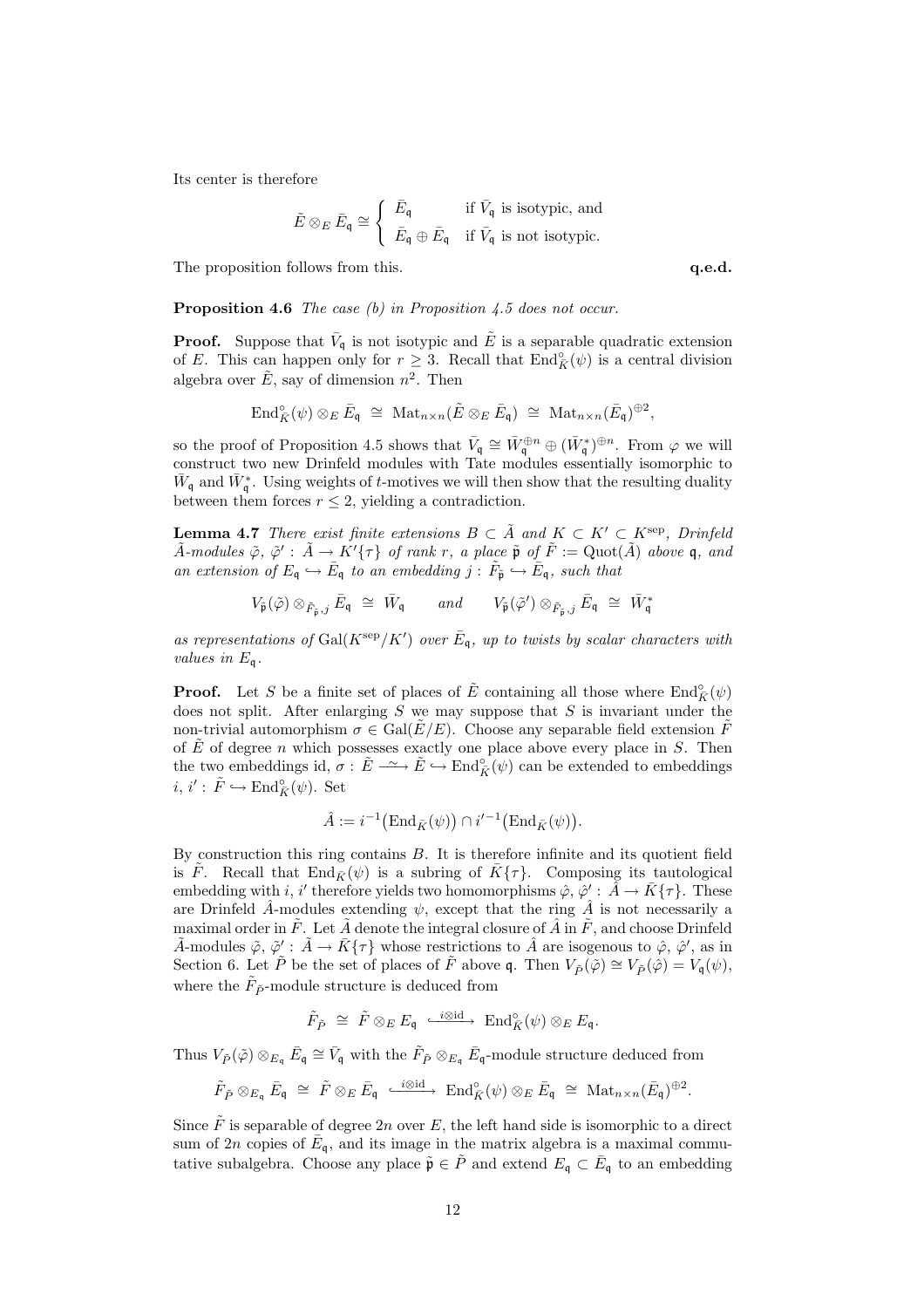Its center is therefore

$$\tilde{E} \otimes_E \bar{E}_{\mathfrak{q}} \cong \begin{cases} \bar{E}_{\mathfrak{q}} & \text{if } \bar{V}_{\mathfrak{q}} \text{ is isotypic, and} \\ \bar{E}_{\mathfrak{q}} \oplus \bar{E}_{\mathfrak{q}} & \text{if } \bar{V}_{\mathfrak{q}} \text{ is not isotypic.} \end{cases}$$

The proposition follows from this. **q.e.d.**

**Proposition 4.6** *The case (b) in Proposition 4.5 does not occur.*

**Proof.** Suppose that $\bar{V}_{\mathfrak{q}}$ is not isotypic and $\tilde{E}$ is a separable quadratic extension of $E$. This can happen only for $r \geq 3$. Recall that $\mathrm{End}^{\circ}_{\bar{K}}(\psi)$ is a central division algebra over $\tilde{E}$, say of dimension $n^2$. Then

$$\mathrm{End}^{\circ}_{\bar{K}}(\psi) \otimes_E \bar{E}_{\mathfrak{q}} \;\cong\; \mathrm{Mat}_{n\times n}(\tilde{E} \otimes_E \bar{E}_{\mathfrak{q}}) \;\cong\; \mathrm{Mat}_{n\times n}(\bar{E}_{\mathfrak{q}})^{\oplus 2},$$

so the proof of Proposition 4.5 shows that $\bar{V}_{\mathfrak{q}} \cong \bar{W}_{\mathfrak{q}}^{\oplus n} \oplus (\bar{W}_{\mathfrak{q}}^{*})^{\oplus n}$. From $\varphi$ we will construct two new Drinfeld modules with Tate modules essentially isomorphic to $\bar{W}_{\mathfrak{q}}$ and $\bar{W}_{\mathfrak{q}}^{*}$. Using weights of $t$-motives we will then show that the resulting duality between them forces $r \leq 2$, yielding a contradiction.

**Lemma 4.7** *There exist finite extensions $B \subset \tilde{A}$ and $K \subset K' \subset K^{\mathrm{sep}}$, Drinfeld $\tilde{A}$-modules $\tilde{\varphi}$, $\tilde{\varphi}' : \tilde{A} \to K'\{\tau\}$ of rank $r$, a place $\tilde{\mathfrak{p}}$ of $\tilde{F} := \mathrm{Quot}(\tilde{A})$ above $\mathfrak{q}$, and an extension of $E_{\mathfrak{q}} \hookrightarrow \bar{E}_{\mathfrak{q}}$ to an embedding $j : \tilde{F}_{\tilde{\mathfrak{p}}} \hookrightarrow \bar{E}_{\mathfrak{q}}$, such that*

$$V_{\tilde{\mathfrak{p}}}(\tilde{\varphi}) \otimes_{\tilde{F}_{\tilde{\mathfrak{p}}},j} \bar{E}_{\mathfrak{q}} \;\cong\; \bar{W}_{\mathfrak{q}} \qquad \text{and} \qquad V_{\tilde{\mathfrak{p}}}(\tilde{\varphi}') \otimes_{\tilde{F}_{\tilde{\mathfrak{p}}},j} \bar{E}_{\mathfrak{q}} \;\cong\; \bar{W}_{\mathfrak{q}}^{*}$$

*as representations of $\mathrm{Gal}(K^{\mathrm{sep}}/K')$ over $\bar{E}_{\mathfrak{q}}$, up to twists by scalar characters with values in $E_{\mathfrak{q}}$.*

**Proof.** Let $S$ be a finite set of places of $\tilde{E}$ containing all those where $\mathrm{End}^{\circ}_{\bar{K}}(\psi)$ does not split. After enlarging $S$ we may suppose that $S$ is invariant under the non-trivial automorphism $\sigma \in \mathrm{Gal}(\tilde{E}/E)$. Choose any separable field extension $\tilde{F}$ of $\tilde{E}$ of degree $n$ which possesses exactly one place above every place in $S$. Then the two embeddings id, $\sigma : \tilde{E} \xrightarrow{\sim} \tilde{E} \hookrightarrow \mathrm{End}^{\circ}_{\bar{K}}(\psi)$ can be extended to embeddings $i$, $i' : \tilde{F} \hookrightarrow \mathrm{End}^{\circ}_{\bar{K}}(\psi)$. Set

$$\hat{A} := i^{-1}\big(\mathrm{End}_{\bar{K}}(\psi)\big) \cap i'^{-1}\big(\mathrm{End}_{\bar{K}}(\psi)\big).$$

By construction this ring contains $B$. It is therefore infinite and its quotient field is $\tilde{F}$. Recall that $\mathrm{End}_{\bar{K}}(\psi)$ is a subring of $\bar{K}\{\tau\}$. Composing its tautological embedding with $i$, $i'$ therefore yields two homomorphisms $\hat{\varphi}$, $\hat{\varphi}' : \hat{A} \to \bar{K}\{\tau\}$. These are Drinfeld $\hat{A}$-modules extending $\psi$, except that the ring $\hat{A}$ is not necessarily a maximal order in $\tilde{F}$. Let $\tilde{A}$ denote the integral closure of $\hat{A}$ in $\tilde{F}$, and choose Drinfeld $\tilde{A}$-modules $\tilde{\varphi}$, $\tilde{\varphi}' : \tilde{A} \to \bar{K}\{\tau\}$ whose restrictions to $\hat{A}$ are isogenous to $\hat{\varphi}$, $\hat{\varphi}'$, as in Section 6. Let $\tilde{P}$ be the set of places of $\tilde{F}$ above $\mathfrak{q}$. Then $V_{\tilde{P}}(\tilde{\varphi}) \cong V_{\tilde{P}}(\hat{\varphi}) = V_{\mathfrak{q}}(\psi)$, where the $\tilde{F}_{\tilde{P}}$-module structure is deduced from

$$\tilde{F}_{\tilde{P}} \;\cong\; \tilde{F} \otimes_E E_{\mathfrak{q}} \;\xhookrightarrow{\;i\otimes\mathrm{id}\;}\; \mathrm{End}^{\circ}_{\bar{K}}(\psi) \otimes_E E_{\mathfrak{q}}.$$

Thus $V_{\tilde{P}}(\tilde{\varphi}) \otimes_{E_{\mathfrak{q}}} \bar{E}_{\mathfrak{q}} \cong \bar{V}_{\mathfrak{q}}$ with the $\tilde{F}_{\tilde{P}} \otimes_{E_{\mathfrak{q}}} \bar{E}_{\mathfrak{q}}$-module structure deduced from

$$\tilde{F}_{\tilde{P}} \otimes_{E_{\mathfrak{q}}} \bar{E}_{\mathfrak{q}} \;\cong\; \tilde{F} \otimes_E \bar{E}_{\mathfrak{q}} \;\xhookrightarrow{\;i\otimes\mathrm{id}\;}\; \mathrm{End}^{\circ}_{\bar{K}}(\psi) \otimes_E \bar{E}_{\mathfrak{q}} \;\cong\; \mathrm{Mat}_{n\times n}(\bar{E}_{\mathfrak{q}})^{\oplus 2}.$$

Since $\tilde{F}$ is separable of degree $2n$ over $E$, the left hand side is isomorphic to a direct sum of $2n$ copies of $\bar{E}_{\mathfrak{q}}$, and its image in the matrix algebra is a maximal commutative subalgebra. Choose any place $\tilde{\mathfrak{p}} \in \tilde{P}$ and extend $E_{\mathfrak{q}} \subset \bar{E}_{\mathfrak{q}}$ to an embedding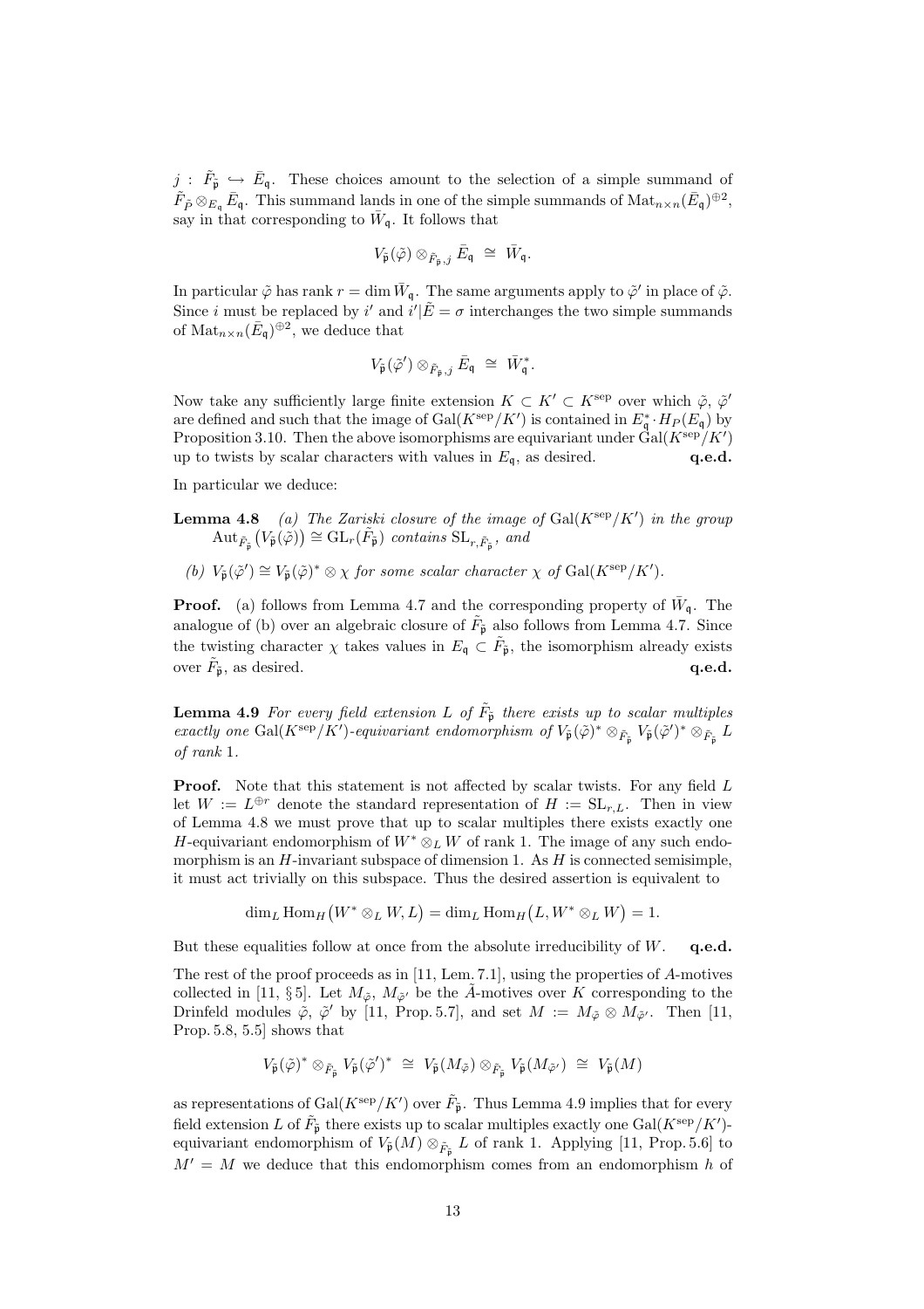$j : \tilde{F}_{\tilde{\mathfrak{p}}} \hookrightarrow \bar{E}_{\mathfrak{q}}$. These choices amount to the selection of a simple summand of $\tilde{F}_{\tilde{P}} \otimes_{E_{\mathfrak{q}}} \bar{E}_{\mathfrak{q}}$. This summand lands in one of the simple summands of $\mathrm{Mat}_{n\times n}(\bar{E}_{\mathfrak{q}})^{\oplus 2}$, say in that corresponding to $\bar{W}_{\mathfrak{q}}$. It follows that

$$V_{\tilde{\mathfrak{p}}}(\tilde{\varphi}) \otimes_{\tilde{F}_{\tilde{\mathfrak{p}}},j} \bar{E}_{\mathfrak{q}} \;\cong\; \bar{W}_{\mathfrak{q}}.$$

In particular $\tilde{\varphi}$ has rank $r = \dim \bar{W}_{\mathfrak{q}}$. The same arguments apply to $\tilde{\varphi}'$ in place of $\tilde{\varphi}$. Since $i$ must be replaced by $i'$ and $i'|\tilde{E} = \sigma$ interchanges the two simple summands of $\mathrm{Mat}_{n\times n}(\bar{E}_{\mathfrak{q}})^{\oplus 2}$, we deduce that

$$V_{\tilde{\mathfrak{p}}}(\tilde{\varphi}') \otimes_{\tilde{F}_{\tilde{\mathfrak{p}}},j} \bar{E}_{\mathfrak{q}} \;\cong\; \bar{W}_{\mathfrak{q}}^*.$$

Now take any sufficiently large finite extension $K \subset K' \subset K^{\mathrm{sep}}$ over which $\tilde{\varphi}$, $\tilde{\varphi}'$ are defined and such that the image of $\mathrm{Gal}(K^{\mathrm{sep}}/K')$ is contained in $E_{\mathfrak{q}}^* \cdot H_P(E_{\mathfrak{q}})$ by Proposition 3.10. Then the above isomorphisms are equivariant under $\mathrm{Gal}(K^{\mathrm{sep}}/K')$ up to twists by scalar characters with values in $E_{\mathfrak{q}}$, as desired. **q.e.d.**

In particular we deduce:

**Lemma 4.8** *(a) The Zariski closure of the image of* $\mathrm{Gal}(K^{\mathrm{sep}}/K')$ *in the group* $\mathrm{Aut}_{\tilde{F}_{\tilde{\mathfrak{p}}}}\big(V_{\tilde{\mathfrak{p}}}(\tilde{\varphi})\big) \cong \mathrm{GL}_r(\tilde{F}_{\tilde{\mathfrak{p}}})$ *contains* $\mathrm{SL}_{r,\tilde{F}_{\tilde{\mathfrak{p}}}}$*, and*

*(b)* $V_{\tilde{\mathfrak{p}}}(\tilde{\varphi}') \cong V_{\tilde{\mathfrak{p}}}(\tilde{\varphi})^* \otimes \chi$ *for some scalar character* $\chi$ *of* $\mathrm{Gal}(K^{\mathrm{sep}}/K')$*.*

**Proof.** (a) follows from Lemma 4.7 and the corresponding property of $\bar{W}_{\mathfrak{q}}$. The analogue of (b) over an algebraic closure of $\tilde{F}_{\tilde{\mathfrak{p}}}$ also follows from Lemma 4.7. Since the twisting character $\chi$ takes values in $E_{\mathfrak{q}} \subset \tilde{F}_{\tilde{\mathfrak{p}}}$, the isomorphism already exists over $\tilde{F}_{\tilde{\mathfrak{p}}}$, as desired. **q.e.d.**

**Lemma 4.9** *For every field extension $L$ of $\tilde{F}_{\tilde{\mathfrak{p}}}$ there exists up to scalar multiples exactly one* $\mathrm{Gal}(K^{\mathrm{sep}}/K')$*-equivariant endomorphism of* $V_{\tilde{\mathfrak{p}}}(\tilde{\varphi})^* \otimes_{\tilde{F}_{\tilde{\mathfrak{p}}}} V_{\tilde{\mathfrak{p}}}(\tilde{\varphi}')^* \otimes_{\tilde{F}_{\tilde{\mathfrak{p}}}} L$ *of rank* 1*.*

**Proof.** Note that this statement is not affected by scalar twists. For any field $L$ let $W := L^{\oplus r}$ denote the standard representation of $H := \mathrm{SL}_{r,L}$. Then in view of Lemma 4.8 we must prove that up to scalar multiples there exists exactly one $H$-equivariant endomorphism of $W^* \otimes_L W$ of rank 1. The image of any such endomorphism is an $H$-invariant subspace of dimension 1. As $H$ is connected semisimple, it must act trivially on this subspace. Thus the desired assertion is equivalent to

$$\dim_L \mathrm{Hom}_H\big(W^* \otimes_L W, L\big) = \dim_L \mathrm{Hom}_H\big(L, W^* \otimes_L W\big) = 1.$$

But these equalities follow at once from the absolute irreducibility of $W$. **q.e.d.**

The rest of the proof proceeds as in [11, Lem. 7.1], using the properties of $A$-motives collected in [11, § 5]. Let $M_{\tilde{\varphi}}$, $M_{\tilde{\varphi}'}$ be the $\tilde{A}$-motives over $K$ corresponding to the Drinfeld modules $\tilde{\varphi}$, $\tilde{\varphi}'$ by [11, Prop. 5.7], and set $M := M_{\tilde{\varphi}} \otimes M_{\tilde{\varphi}'}$. Then [11, Prop. 5.8, 5.5] shows that

$$V_{\tilde{\mathfrak{p}}}(\tilde{\varphi})^* \otimes_{\tilde{F}_{\tilde{\mathfrak{p}}}} V_{\tilde{\mathfrak{p}}}(\tilde{\varphi}')^* \;\cong\; V_{\tilde{\mathfrak{p}}}(M_{\tilde{\varphi}}) \otimes_{\tilde{F}_{\tilde{\mathfrak{p}}}} V_{\tilde{\mathfrak{p}}}(M_{\tilde{\varphi}'}) \;\cong\; V_{\tilde{\mathfrak{p}}}(M)$$

as representations of $\mathrm{Gal}(K^{\mathrm{sep}}/K')$ over $\tilde{F}_{\tilde{\mathfrak{p}}}$. Thus Lemma 4.9 implies that for every field extension $L$ of $\tilde{F}_{\tilde{\mathfrak{p}}}$ there exists up to scalar multiples exactly one $\mathrm{Gal}(K^{\mathrm{sep}}/K')$-equivariant endomorphism of $V_{\tilde{\mathfrak{p}}}(M) \otimes_{\tilde{F}_{\tilde{\mathfrak{p}}}} L$ of rank 1. Applying [11, Prop. 5.6] to $M' = M$ we deduce that this endomorphism comes from an endomorphism $h$ of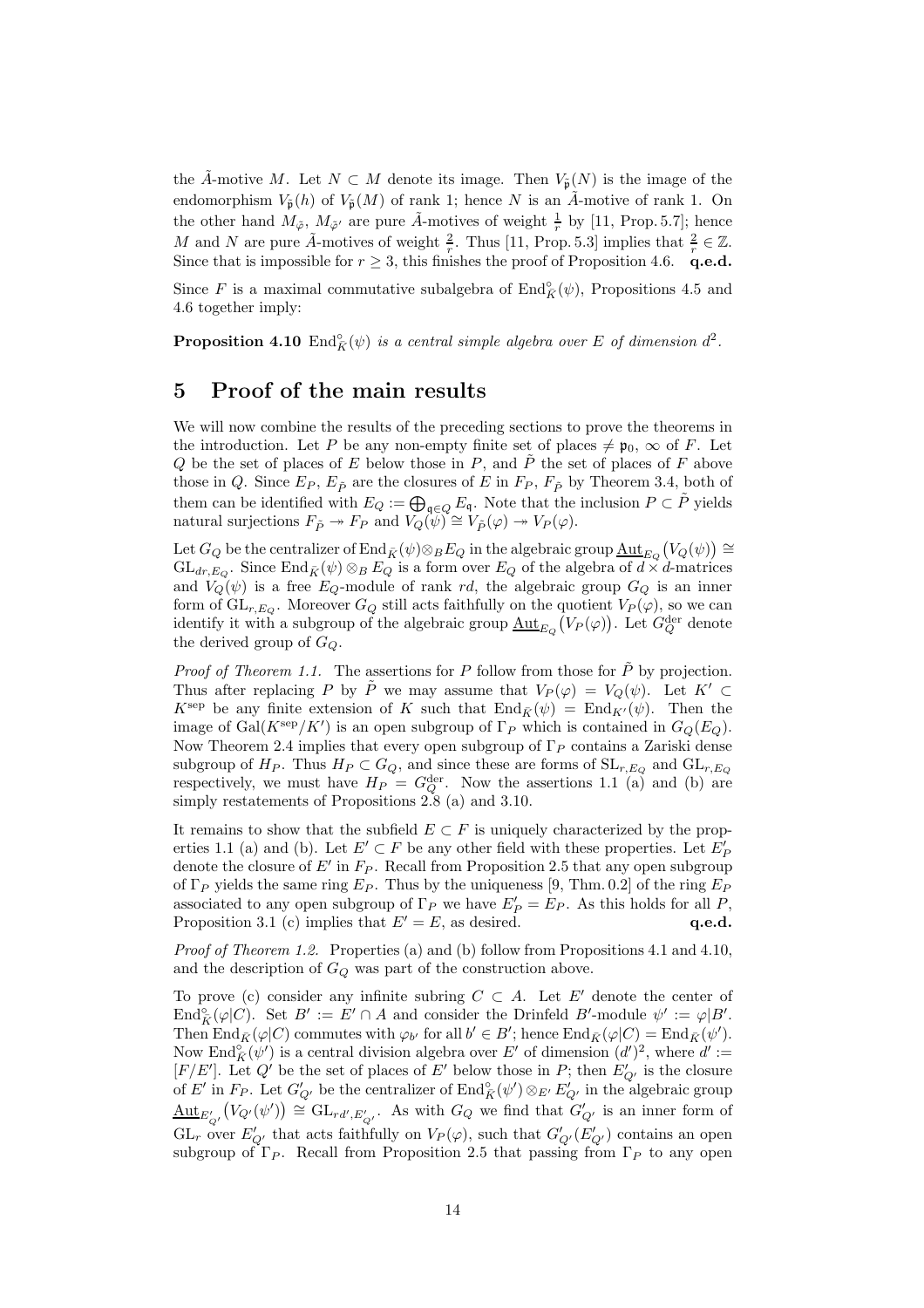the $\tilde{A}$-motive $M$. Let $N \subset M$ denote its image. Then $V_{\tilde{\mathfrak{p}}}(N)$ is the image of the endomorphism $V_{\tilde{\mathfrak{p}}}(h)$ of $V_{\tilde{\mathfrak{p}}}(M)$ of rank 1; hence $N$ is an $\tilde{A}$-motive of rank 1. On the other hand $M_{\tilde{\varphi}}$, $M_{\tilde{\varphi}'}$ are pure $\tilde{A}$-motives of weight $\frac{1}{r}$ by [11, Prop. 5.7]; hence $M$ and $N$ are pure $\tilde{A}$-motives of weight $\frac{2}{r}$. Thus [11, Prop. 5.3] implies that $\frac{2}{r} \in \mathbb{Z}$. Since that is impossible for $r \geq 3$, this finishes the proof of Proposition 4.6. **q.e.d.**

Since $F$ is a maximal commutative subalgebra of $\mathrm{End}^{\circ}_{\bar{K}}(\psi)$, Propositions 4.5 and 4.6 together imply:

**Proposition 4.10** *$\mathrm{End}^{\circ}_{\bar{K}}(\psi)$ is a central simple algebra over $E$ of dimension $d^2$.*

# 5 Proof of the main results

We will now combine the results of the preceding sections to prove the theorems in the introduction. Let $P$ be any non-empty finite set of places $\neq \mathfrak{p}_0$, $\infty$ of $F$. Let $Q$ be the set of places of $E$ below those in $P$, and $\tilde{P}$ the set of places of $F$ above those in $Q$. Since $E_P$, $E_{\tilde{P}}$ are the closures of $E$ in $F_P$, $F_{\tilde{P}}$ by Theorem 3.4, both of them can be identified with $E_Q := \bigoplus_{\mathfrak{q}\in Q} E_{\mathfrak{q}}$. Note that the inclusion $P \subset \tilde{P}$ yields natural surjections $F_{\tilde{P}} \twoheadrightarrow F_P$ and $V_Q(\psi) \cong V_{\tilde{P}}(\varphi) \twoheadrightarrow V_P(\varphi)$.

Let $G_Q$ be the centralizer of $\mathrm{End}_{\bar{K}}(\psi)\otimes_B E_Q$ in the algebraic group $\underline{\mathrm{Aut}}_{E_Q}\big(V_Q(\psi)\big) \cong \mathrm{GL}_{dr,E_Q}$. Since $\mathrm{End}_{\bar{K}}(\psi) \otimes_B E_Q$ is a form over $E_Q$ of the algebra of $d \times d$-matrices and $V_Q(\psi)$ is a free $E_Q$-module of rank $rd$, the algebraic group $G_Q$ is an inner form of $\mathrm{GL}_{r,E_Q}$. Moreover $G_Q$ still acts faithfully on the quotient $V_P(\varphi)$, so we can identify it with a subgroup of the algebraic group $\underline{\mathrm{Aut}}_{E_Q}\big(V_P(\varphi)\big)$. Let $G_Q^{\mathrm{der}}$ denote the derived group of $G_Q$.

*Proof of Theorem 1.1.* The assertions for $P$ follow from those for $\tilde{P}$ by projection. Thus after replacing $P$ by $\tilde{P}$ we may assume that $V_P(\varphi) = V_Q(\psi)$. Let $K' \subset K^{\mathrm{sep}}$ be any finite extension of $K$ such that $\mathrm{End}_{\bar{K}}(\psi) = \mathrm{End}_{K'}(\psi)$. Then the image of $\mathrm{Gal}(K^{\mathrm{sep}}/K')$ is an open subgroup of $\Gamma_P$ which is contained in $G_Q(E_Q)$. Now Theorem 2.4 implies that every open subgroup of $\Gamma_P$ contains a Zariski dense subgroup of $H_P$. Thus $H_P \subset G_Q$, and since these are forms of $\mathrm{SL}_{r,E_Q}$ and $\mathrm{GL}_{r,E_Q}$ respectively, we must have $H_P = G_Q^{\mathrm{der}}$. Now the assertions 1.1 (a) and (b) are simply restatements of Propositions 2.8 (a) and 3.10.

It remains to show that the subfield $E \subset F$ is uniquely characterized by the properties 1.1 (a) and (b). Let $E' \subset F$ be any other field with these properties. Let $E'_P$ denote the closure of $E'$ in $F_P$. Recall from Proposition 2.5 that any open subgroup of $\Gamma_P$ yields the same ring $E_P$. Thus by the uniqueness [9, Thm. 0.2] of the ring $E_P$ associated to any open subgroup of $\Gamma_P$ we have $E'_P = E_P$. As this holds for all $P$, Proposition 3.1 (c) implies that $E' = E$, as desired. **q.e.d.**

*Proof of Theorem 1.2.* Properties (a) and (b) follow from Propositions 4.1 and 4.10, and the description of $G_Q$ was part of the construction above.

To prove (c) consider any infinite subring $C \subset A$. Let $E'$ denote the center of $\mathrm{End}^{\circ}_{\bar{K}}(\varphi|C)$. Set $B' := E' \cap A$ and consider the Drinfeld $B'$-module $\psi' := \varphi|B'$. Then $\mathrm{End}_{\bar{K}}(\varphi|C)$ commutes with $\varphi_{b'}$ for all $b' \in B'$; hence $\mathrm{End}_{\bar{K}}(\varphi|C) = \mathrm{End}_{\bar{K}}(\psi')$. Now $\mathrm{End}^{\circ}_{\bar{K}}(\psi')$ is a central division algebra over $E'$ of dimension $(d')^2$, where $d' := [F/E']$. Let $Q'$ be the set of places of $E'$ below those in $P$; then $E'_{Q'}$ is the closure of $E'$ in $F_P$. Let $G'_{Q'}$ be the centralizer of $\mathrm{End}^{\circ}_{\bar{K}}(\psi')\otimes_{E'} E'_{Q'}$ in the algebraic group $\underline{\mathrm{Aut}}_{E'_{Q'}}\big(V_{Q'}(\psi')\big) \cong \mathrm{GL}_{rd',E'_{Q'}}$. As with $G_Q$ we find that $G'_{Q'}$ is an inner form of $\mathrm{GL}_r$ over $E'_{Q'}$ that acts faithfully on $V_P(\varphi)$, such that $G'_{Q'}(E'_{Q'})$ contains an open subgroup of $\Gamma_P$. Recall from Proposition 2.5 that passing from $\Gamma_P$ to any open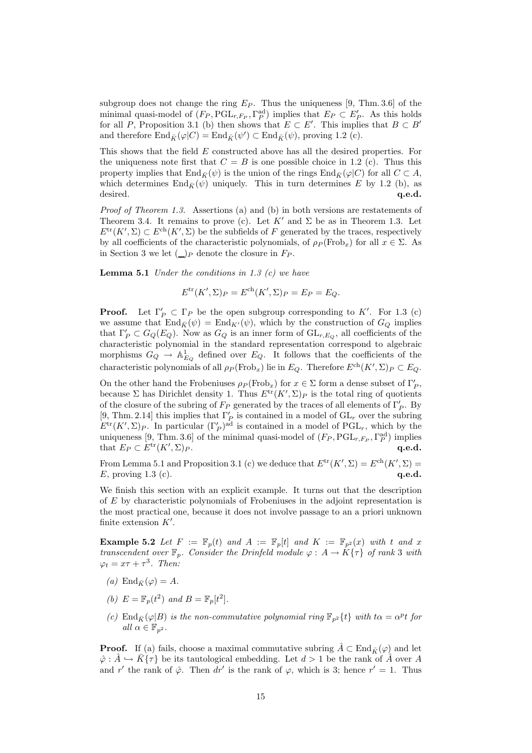subgroup does not change the ring $E_P$. Thus the uniqueness [9, Thm. 3.6] of the minimal quasi-model of $(F_P, \mathrm{PGL}_{r,F_P}, \Gamma_P^{\mathrm{ad}})$ implies that $E_P \subset E'_P$. As this holds for all $P$, Proposition 3.1 (b) then shows that $E \subset E'$. This implies that $B \subset B'$ and therefore $\mathrm{End}_{\bar{K}}(\varphi|C) = \mathrm{End}_{\bar{K}}(\psi') \subset \mathrm{End}_{\bar{K}}(\psi)$, proving 1.2 (c).

This shows that the field $E$ constructed above has all the desired properties. For the uniqueness note first that $C = B$ is one possible choice in 1.2 (c). Thus this property implies that $\mathrm{End}_{\bar{K}}(\psi)$ is the union of the rings $\mathrm{End}_{\bar{K}}(\varphi|C)$ for all $C \subset A$, which determines $\mathrm{End}_{\bar{K}}(\psi)$ uniquely. This in turn determines $E$ by 1.2 (b), as desired. **q.e.d.**

*Proof of Theorem 1.3.* Assertions (a) and (b) in both versions are restatements of Theorem 3.4. It remains to prove (c). Let $K'$ and $\Sigma$ be as in Theorem 1.3. Let $E^{\mathrm{tr}}(K', \Sigma) \subset E^{\mathrm{ch}}(K', \Sigma)$ be the subfields of $F$ generated by the traces, respectively by all coefficients of the characteristic polynomials, of $\rho_P(\mathrm{Frob}_x)$ for all $x \in \Sigma$. As in Section 3 we let $(\_)_P$ denote the closure in $F_P$.

**Lemma 5.1** *Under the conditions in 1.3 (c) we have*

$$E^{\mathrm{tr}}(K', \Sigma)_P = E^{\mathrm{ch}}(K', \Sigma)_P = E_P = E_Q.$$

**Proof.** Let $\Gamma'_P \subset \Gamma_P$ be the open subgroup corresponding to $K'$. For 1.3 (c) we assume that $\mathrm{End}_{\bar{K}}(\psi) = \mathrm{End}_{K'}(\psi)$, which by the construction of $G_Q$ implies that $\Gamma'_P \subset G_Q(E_Q)$. Now as $G_Q$ is an inner form of $\mathrm{GL}_{r,E_Q}$, all coefficients of the characteristic polynomial in the standard representation correspond to algebraic morphisms $G_Q \to \mathbb{A}^1_{E_Q}$ defined over $E_Q$. It follows that the coefficients of the characteristic polynomials of all $\rho_P(\mathrm{Frob}_x)$ lie in $E_Q$. Therefore $E^{\mathrm{ch}}(K', \Sigma)_P \subset E_Q$.

On the other hand the Frobeniuses $\rho_P(\mathrm{Frob}_x)$ for $x \in \Sigma$ form a dense subset of $\Gamma'_P$, because $\Sigma$ has Dirichlet density 1. Thus $E^{\mathrm{tr}}(K', \Sigma)_P$ is the total ring of quotients of the closure of the subring of $F_P$ generated by the traces of all elements of $\Gamma'_P$. By [9, Thm. 2.14] this implies that $\Gamma'_P$ is contained in a model of $\mathrm{GL}_r$ over the subring $E^{\mathrm{tr}}(K', \Sigma)_P$. In particular $(\Gamma'_P)^{\mathrm{ad}}$ is contained in a model of $\mathrm{PGL}_r$, which by the uniqueness [9, Thm. 3.6] of the minimal quasi-model of $(F_P, \mathrm{PGL}_{r,F_P}, \Gamma_P^{\mathrm{ad}})$ implies that $E_P \subset E^{\mathrm{tr}}(K', \Sigma)_P$. **q.e.d.**

From Lemma 5.1 and Proposition 3.1 (c) we deduce that $E^{\mathrm{tr}}(K', \Sigma) = E^{\mathrm{ch}}(K', \Sigma) = E$, proving 1.3 (c). **q.e.d.**

We finish this section with an explicit example. It turns out that the description of $E$ by characteristic polynomials of Frobeniuses in the adjoint representation is the most practical one, because it does not involve passage to an a priori unknown finite extension $K'$.

**Example 5.2** *Let $F := \mathbb{F}_p(t)$ and $A := \mathbb{F}_p[t]$ and $K := \mathbb{F}_{p^2}(x)$ with $t$ and $x$ transcendent over $\mathbb{F}_p$. Consider the Drinfeld module $\varphi : A \to K\{\tau\}$ of rank 3 with $\varphi_t = x\tau + \tau^3$. Then:*

*(a) $\mathrm{End}_{\bar{K}}(\varphi) = A$.*

*(b) $E = \mathbb{F}_p(t^2)$ and $B = \mathbb{F}_p[t^2]$.*

*(c) $\mathrm{End}_{\bar{K}}(\varphi|B)$ is the non-commutative polynomial ring $\mathbb{F}_{p^2}\{t\}$ with $t\alpha = \alpha^p t$ for all $\alpha \in \mathbb{F}_{p^2}$.*

**Proof.** If (a) fails, choose a maximal commutative subring $\hat{A} \subset \mathrm{End}_{\bar{K}}(\varphi)$ and let $\hat{\varphi} : \hat{A} \hookrightarrow \bar{K}\{\tau\}$ be its tautological embedding. Let $d > 1$ be the rank of $\hat{A}$ over $A$ and $r'$ the rank of $\hat{\varphi}$. Then $dr'$ is the rank of $\varphi$, which is 3; hence $r' = 1$. Thus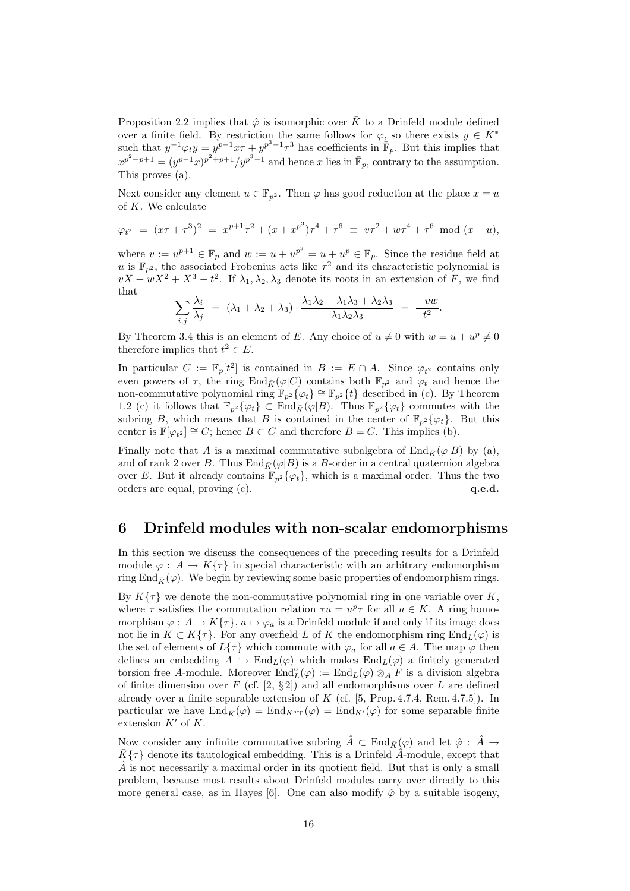Proposition 2.2 implies that $\hat{\varphi}$ is isomorphic over $\bar{K}$ to a Drinfeld module defined over a finite field. By restriction the same follows for $\varphi$, so there exists $y \in \bar{K}^*$ such that $y^{-1}\varphi_t y = y^{p-1}x\tau + y^{p^3-1}\tau^3$ has coefficients in $\bar{\mathbb{F}}_p$. But this implies that $x^{p^2+p+1} = (y^{p-1}x)^{p^2+p+1}/y^{p^3-1}$ and hence $x$ lies in $\bar{\mathbb{F}}_p$, contrary to the assumption. This proves (a).

Next consider any element $u \in \mathbb{F}_{p^2}$. Then $\varphi$ has good reduction at the place $x = u$ of $K$. We calculate

$$\varphi_{t^2} \;=\; (x\tau + \tau^3)^2 \;=\; x^{p+1}\tau^2 + (x + x^{p^3})\tau^4 + \tau^6 \;\equiv\; v\tau^2 + w\tau^4 + \tau^6 \mod (x-u),$$

where $v := u^{p+1} \in \mathbb{F}_p$ and $w := u + u^{p^3} = u + u^p \in \mathbb{F}_p$. Since the residue field at $u$ is $\mathbb{F}_{p^2}$, the associated Frobenius acts like $\tau^2$ and its characteristic polynomial is $vX + wX^2 + X^3 - t^2$. If $\lambda_1, \lambda_2, \lambda_3$ denote its roots in an extension of $F$, we find that

$$\sum_{i,j} \frac{\lambda_i}{\lambda_j} \;=\; (\lambda_1 + \lambda_2 + \lambda_3) \cdot \frac{\lambda_1\lambda_2 + \lambda_1\lambda_3 + \lambda_2\lambda_3}{\lambda_1\lambda_2\lambda_3} \;=\; \frac{-vw}{t^2}.$$

By Theorem 3.4 this is an element of $E$. Any choice of $u \neq 0$ with $w = u + u^p \neq 0$ therefore implies that $t^2 \in E$.

In particular $C := \mathbb{F}_p[t^2]$ is contained in $B := E \cap A$. Since $\varphi_{t^2}$ contains only even powers of $\tau$, the ring $\mathrm{End}_{\bar{K}}(\varphi|C)$ contains both $\mathbb{F}_{p^2}$ and $\varphi_t$ and hence the non-commutative polynomial ring $\mathbb{F}_{p^2}\{\varphi_t\} \cong \mathbb{F}_{p^2}\{t\}$ described in (c). By Theorem 1.2 (c) it follows that $\mathbb{F}_{p^2}\{\varphi_t\} \subset \mathrm{End}_{\bar{K}}(\varphi|B)$. Thus $\mathbb{F}_{p^2}\{\varphi_t\}$ commutes with the subring $B$, which means that $B$ is contained in the center of $\mathbb{F}_{p^2}\{\varphi_t\}$. But this center is $\mathbb{F}[\varphi_{t^2}] \cong C$; hence $B \subset C$ and therefore $B = C$. This implies (b).

Finally note that $A$ is a maximal commutative subalgebra of $\mathrm{End}_{\bar{K}}(\varphi|B)$ by (a), and of rank 2 over $B$. Thus $\mathrm{End}_{\bar{K}}(\varphi|B)$ is a $B$-order in a central quaternion algebra over $E$. But it already contains $\mathbb{F}_{p^2}\{\varphi_t\}$, which is a maximal order. Thus the two orders are equal, proving (c). **q.e.d.**

## 6 Drinfeld modules with non-scalar endomorphisms

In this section we discuss the consequences of the preceding results for a Drinfeld module $\varphi : A \to K\{\tau\}$ in special characteristic with an arbitrary endomorphism ring $\mathrm{End}_{\bar{K}}(\varphi)$. We begin by reviewing some basic properties of endomorphism rings.

By $K\{\tau\}$ we denote the non-commutative polynomial ring in one variable over $K$, where $\tau$ satisfies the commutation relation $\tau u = u^p\tau$ for all $u \in K$. A ring homomorphism $\varphi : A \to K\{\tau\}$, $a \mapsto \varphi_a$ is a Drinfeld module if and only if its image does not lie in $K \subset K\{\tau\}$. For any overfield $L$ of $K$ the endomorphism ring $\mathrm{End}_L(\varphi)$ is the set of elements of $L\{\tau\}$ which commute with $\varphi_a$ for all $a \in A$. The map $\varphi$ then defines an embedding $A \hookrightarrow \mathrm{End}_L(\varphi)$ which makes $\mathrm{End}_L(\varphi)$ a finitely generated torsion free $A$-module. Moreover $\mathrm{End}_L^\circ(\varphi) := \mathrm{End}_L(\varphi) \otimes_A F$ is a division algebra of finite dimension over $F$ (cf. [2, § 2]) and all endomorphisms over $L$ are defined already over a finite separable extension of $K$ (cf. [5, Prop. 4.7.4, Rem. 4.7.5]). In particular we have $\mathrm{End}_{\bar{K}}(\varphi) = \mathrm{End}_{K^{\mathrm{sep}}}(\varphi) = \mathrm{End}_{K'}(\varphi)$ for some separable finite extension $K'$ of $K$.

Now consider any infinite commutative subring $\hat{A} \subset \mathrm{End}_{\bar{K}}(\varphi)$ and let $\hat{\varphi} : \hat{A} \to \bar{K}\{\tau\}$ denote its tautological embedding. This is a Drinfeld $\hat{A}$-module, except that $\hat{A}$ is not necessarily a maximal order in its quotient field. But that is only a small problem, because most results about Drinfeld modules carry over directly to this more general case, as in Hayes [6]. One can also modify $\hat{\varphi}$ by a suitable isogeny,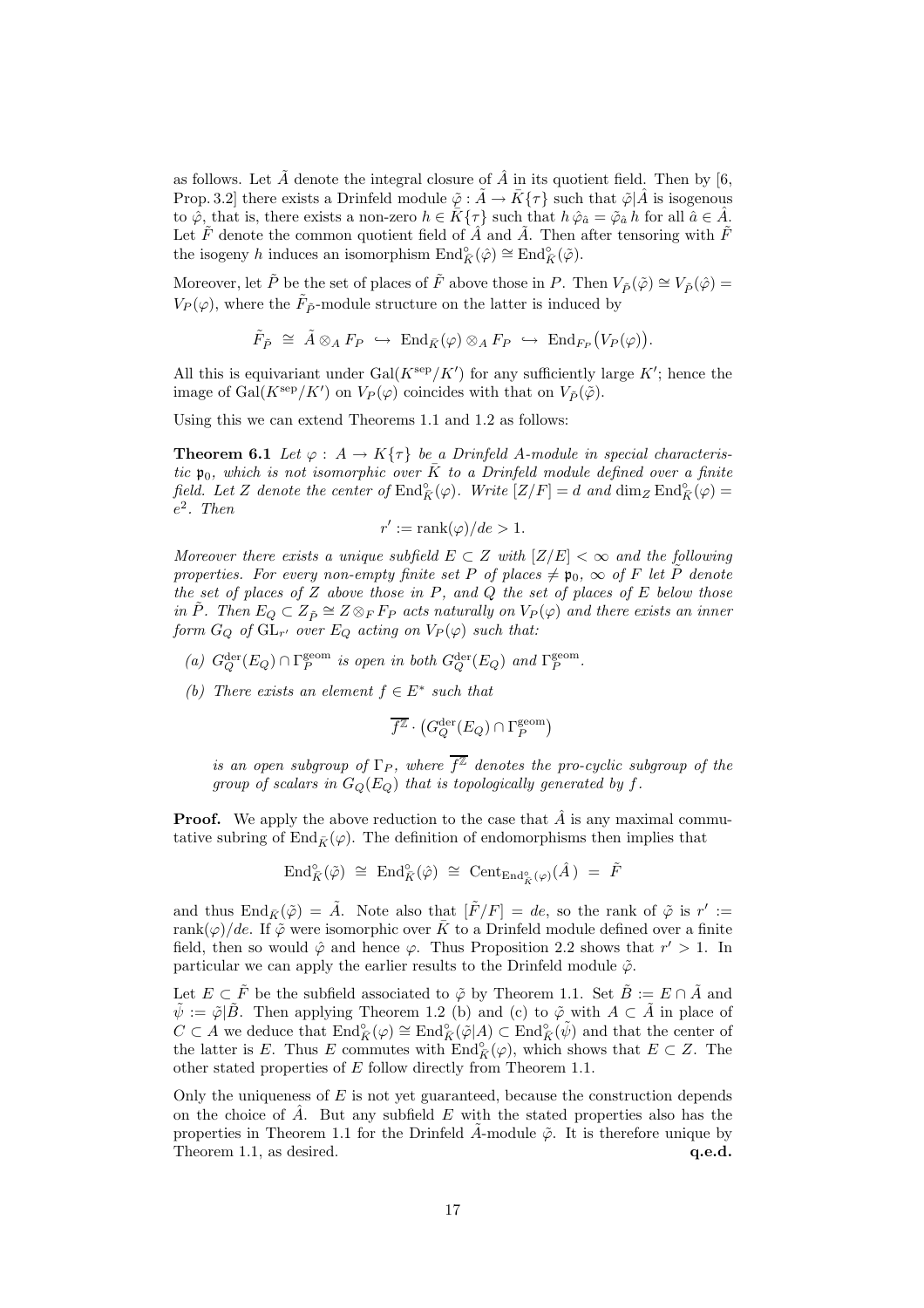as follows. Let $\tilde{A}$ denote the integral closure of $\hat{A}$ in its quotient field. Then by [6, Prop. 3.2] there exists a Drinfeld module $\tilde{\varphi} : \tilde{A} \to \bar{K}\{\tau\}$ such that $\tilde{\varphi}|\hat{A}$ is isogenous to $\hat{\varphi}$, that is, there exists a non-zero $h \in \bar{K}\{\tau\}$ such that $h\,\hat{\varphi}_{\hat{a}} = \tilde{\varphi}_{\hat{a}}\,h$ for all $\hat{a} \in \hat{A}$. Let $\tilde{F}$ denote the common quotient field of $\hat{A}$ and $\tilde{A}$. Then after tensoring with $\tilde{F}$ the isogeny $h$ induces an isomorphism $\mathrm{End}^\circ_{\bar{K}}(\hat{\varphi}) \cong \mathrm{End}^\circ_{\bar{K}}(\tilde{\varphi})$.

Moreover, let $\tilde{P}$ be the set of places of $\tilde{F}$ above those in $P$. Then $V_{\tilde{P}}(\tilde{\varphi}) \cong V_{\tilde{P}}(\hat{\varphi}) = V_P(\varphi)$, where the $\tilde{F}_{\tilde{P}}$-module structure on the latter is induced by

$$\tilde{F}_{\tilde{P}} \;\cong\; \tilde{A} \otimes_A F_P \;\hookrightarrow\; \mathrm{End}_{\bar{K}}(\varphi) \otimes_A F_P \;\hookrightarrow\; \mathrm{End}_{F_P}\big(V_P(\varphi)\big).$$

All this is equivariant under $\mathrm{Gal}(K^{\mathrm{sep}}/K')$ for any sufficiently large $K'$; hence the image of $\mathrm{Gal}(K^{\mathrm{sep}}/K')$ on $V_P(\varphi)$ coincides with that on $V_{\tilde{P}}(\tilde{\varphi})$.

Using this we can extend Theorems 1.1 and 1.2 as follows:

**Theorem 6.1** *Let $\varphi : A \to K\{\tau\}$ be a Drinfeld $A$-module in special characteristic $\mathfrak{p}_0$, which is not isomorphic over $\bar{K}$ to a Drinfeld module defined over a finite field. Let $Z$ denote the center of $\mathrm{End}^\circ_{\bar{K}}(\varphi)$. Write $[Z/F] = d$ and $\dim_Z \mathrm{End}^\circ_{\bar{K}}(\varphi) = e^2$. Then*

$$r' := \mathrm{rank}(\varphi)/de > 1.$$

*Moreover there exists a unique subfield $E \subset Z$ with $[Z/E] < \infty$ and the following properties. For every non-empty finite set $P$ of places $\neq \mathfrak{p}_0,\, \infty$ of $F$ let $\tilde{P}$ denote the set of places of $Z$ above those in $P$, and $Q$ the set of places of $E$ below those in $\tilde{P}$. Then $E_Q \subset Z_{\tilde{P}} \cong Z \otimes_F F_P$ acts naturally on $V_P(\varphi)$ and there exists an inner form $G_Q$ of $\mathrm{GL}_{r'}$ over $E_Q$ acting on $V_P(\varphi)$ such that:*

- *(a) $G_Q^{\mathrm{der}}(E_Q) \cap \Gamma_P^{\mathrm{geom}}$ is open in both $G_Q^{\mathrm{der}}(E_Q)$ and $\Gamma_P^{\mathrm{geom}}$.*
- *(b) There exists an element $f \in E^*$ such that*

$$\overline{f^{\mathbb{Z}}} \cdot \big(G_Q^{\mathrm{der}}(E_Q) \cap \Gamma_P^{\mathrm{geom}}\big)$$

*is an open subgroup of $\Gamma_P$, where $\overline{f^{\mathbb{Z}}}$ denotes the pro-cyclic subgroup of the group of scalars in $G_Q(E_Q)$ that is topologically generated by $f$.*

**Proof.** We apply the above reduction to the case that $\hat{A}$ is any maximal commutative subring of $\mathrm{End}_{\bar{K}}(\varphi)$. The definition of endomorphisms then implies that

$$\mathrm{End}^\circ_{\bar{K}}(\tilde{\varphi}) \;\cong\; \mathrm{End}^\circ_{\bar{K}}(\hat{\varphi}) \;\cong\; \mathrm{Cent}_{\mathrm{End}^\circ_{\bar{K}}(\varphi)}(\hat{A}\,) \;=\; \tilde{F}$$

and thus $\mathrm{End}_{\bar{K}}(\tilde{\varphi}) = \tilde{A}$. Note also that $[\tilde{F}/F] = de$, so the rank of $\tilde{\varphi}$ is $r' := \mathrm{rank}(\varphi)/de$. If $\tilde{\varphi}$ were isomorphic over $\bar{K}$ to a Drinfeld module defined over a finite field, then so would $\hat{\varphi}$ and hence $\varphi$. Thus Proposition 2.2 shows that $r' > 1$. In particular we can apply the earlier results to the Drinfeld module $\tilde{\varphi}$.

Let $E \subset \tilde{F}$ be the subfield associated to $\tilde{\varphi}$ by Theorem 1.1. Set $\tilde{B} := E \cap \tilde{A}$ and $\tilde{\psi} := \tilde{\varphi}|\tilde{B}$. Then applying Theorem 1.2 (b) and (c) to $\tilde{\varphi}$ with $A \subset \tilde{A}$ in place of $C \subset A$ we deduce that $\mathrm{End}^\circ_{\bar{K}}(\varphi) \cong \mathrm{End}^\circ_{\bar{K}}(\tilde{\varphi}|A) \subset \mathrm{End}^\circ_{\bar{K}}(\tilde{\psi})$ and that the center of the latter is $E$. Thus $E$ commutes with $\mathrm{End}^\circ_{\bar{K}}(\varphi)$, which shows that $E \subset Z$. The other stated properties of $E$ follow directly from Theorem 1.1.

Only the uniqueness of $E$ is not yet guaranteed, because the construction depends on the choice of $\hat{A}$. But any subfield $E$ with the stated properties also has the properties in Theorem 1.1 for the Drinfeld $\tilde{A}$-module $\tilde{\varphi}$. It is therefore unique by Theorem 1.1, as desired. **q.e.d.**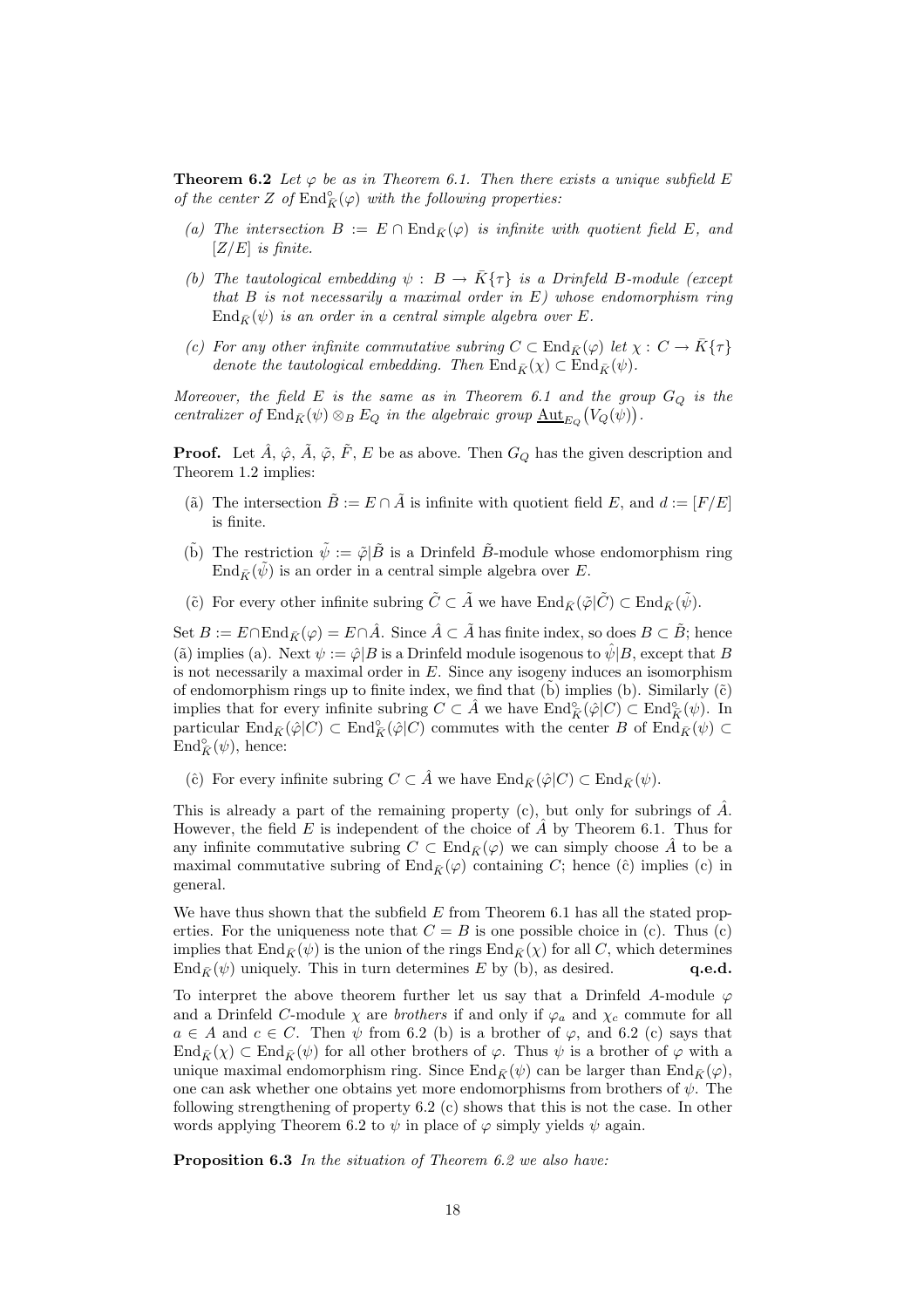**Theorem 6.2** *Let $\varphi$ be as in Theorem 6.1. Then there exists a unique subfield $E$ of the center $Z$ of $\mathrm{End}^\circ_{\bar K}(\varphi)$ with the following properties:*

*(a) The intersection $B := E \cap \mathrm{End}_{\bar K}(\varphi)$ is infinite with quotient field $E$, and $[Z/E]$ is finite.*

*(b) The tautological embedding $\psi : B \to \bar K\{\tau\}$ is a Drinfeld $B$-module (except that $B$ is not necessarily a maximal order in $E$) whose endomorphism ring $\mathrm{End}_{\bar K}(\psi)$ is an order in a central simple algebra over $E$.*

*(c) For any other infinite commutative subring $C \subset \mathrm{End}_{\bar K}(\varphi)$ let $\chi : C \to \bar K\{\tau\}$ denote the tautological embedding. Then $\mathrm{End}_{\bar K}(\chi) \subset \mathrm{End}_{\bar K}(\psi)$.*

*Moreover, the field $E$ is the same as in Theorem 6.1 and the group $G_Q$ is the centralizer of $\mathrm{End}_{\bar K}(\psi) \otimes_B E_Q$ in the algebraic group $\underline{\mathrm{Aut}}_{E_Q}\big(V_Q(\psi)\big)$.*

**Proof.** Let $\hat A$, $\hat\varphi$, $\tilde A$, $\tilde\varphi$, $\tilde F$, $E$ be as above. Then $G_Q$ has the given description and Theorem 1.2 implies:

($\tilde{\text{a}}$) The intersection $\tilde B := E \cap \tilde A$ is infinite with quotient field $E$, and $d := [F/E]$ is finite.

($\tilde{\text{b}}$) The restriction $\tilde\psi := \tilde\varphi|\tilde B$ is a Drinfeld $\tilde B$-module whose endomorphism ring $\mathrm{End}_{\bar K}(\tilde\psi)$ is an order in a central simple algebra over $E$.

($\tilde{\text{c}}$) For every other infinite subring $\tilde C \subset \tilde A$ we have $\mathrm{End}_{\bar K}(\tilde\varphi|\tilde C) \subset \mathrm{End}_{\bar K}(\tilde\psi)$.

Set $B := E \cap \mathrm{End}_{\bar K}(\varphi) = E \cap \hat A$. Since $\hat A \subset \tilde A$ has finite index, so does $B \subset \tilde B$; hence ($\tilde{\text{a}}$) implies (a). Next $\psi := \hat\varphi|B$ is a Drinfeld module isogenous to $\hat\psi|B$, except that $B$ is not necessarily a maximal order in $E$. Since any isogeny induces an isomorphism of endomorphism rings up to finite index, we find that ($\tilde{\text{b}}$) implies (b). Similarly ($\tilde{\text{c}}$) implies that for every infinite subring $C \subset \hat A$ we have $\mathrm{End}^\circ_{\bar K}(\hat\varphi|C) \subset \mathrm{End}^\circ_{\bar K}(\psi)$. In particular $\mathrm{End}_{\bar K}(\hat\varphi|C) \subset \mathrm{End}^\circ_{\bar K}(\hat\varphi|C)$ commutes with the center $B$ of $\mathrm{End}_{\bar K}(\psi) \subset \mathrm{End}^\circ_{\bar K}(\psi)$, hence:

($\hat{\text{c}}$) For every infinite subring $C \subset \hat A$ we have $\mathrm{End}_{\bar K}(\hat\varphi|C) \subset \mathrm{End}_{\bar K}(\psi)$.

This is already a part of the remaining property (c), but only for subrings of $\hat A$. However, the field $E$ is independent of the choice of $\hat A$ by Theorem 6.1. Thus for any infinite commutative subring $C \subset \mathrm{End}_{\bar K}(\varphi)$ we can simply choose $\hat A$ to be a maximal commutative subring of $\mathrm{End}_{\bar K}(\varphi)$ containing $C$; hence ($\hat{\text{c}}$) implies (c) in general.

We have thus shown that the subfield $E$ from Theorem 6.1 has all the stated properties. For the uniqueness note that $C = B$ is one possible choice in (c). Thus (c) implies that $\mathrm{End}_{\bar K}(\psi)$ is the union of the rings $\mathrm{End}_{\bar K}(\chi)$ for all $C$, which determines $\mathrm{End}_{\bar K}(\psi)$ uniquely. This in turn determines $E$ by (b), as desired. **q.e.d.**

To interpret the above theorem further let us say that a Drinfeld $A$-module $\varphi$ and a Drinfeld $C$-module $\chi$ are *brothers* if and only if $\varphi_a$ and $\chi_c$ commute for all $a \in A$ and $c \in C$. Then $\psi$ from 6.2 (b) is a brother of $\varphi$, and 6.2 (c) says that $\mathrm{End}_{\bar K}(\chi) \subset \mathrm{End}_{\bar K}(\psi)$ for all other brothers of $\varphi$. Thus $\psi$ is a brother of $\varphi$ with a unique maximal endomorphism ring. Since $\mathrm{End}_{\bar K}(\psi)$ can be larger than $\mathrm{End}_{\bar K}(\varphi)$, one can ask whether one obtains yet more endomorphisms from brothers of $\psi$. The following strengthening of property 6.2 (c) shows that this is not the case. In other words applying Theorem 6.2 to $\psi$ in place of $\varphi$ simply yields $\psi$ again.

**Proposition 6.3** *In the situation of Theorem 6.2 we also have:*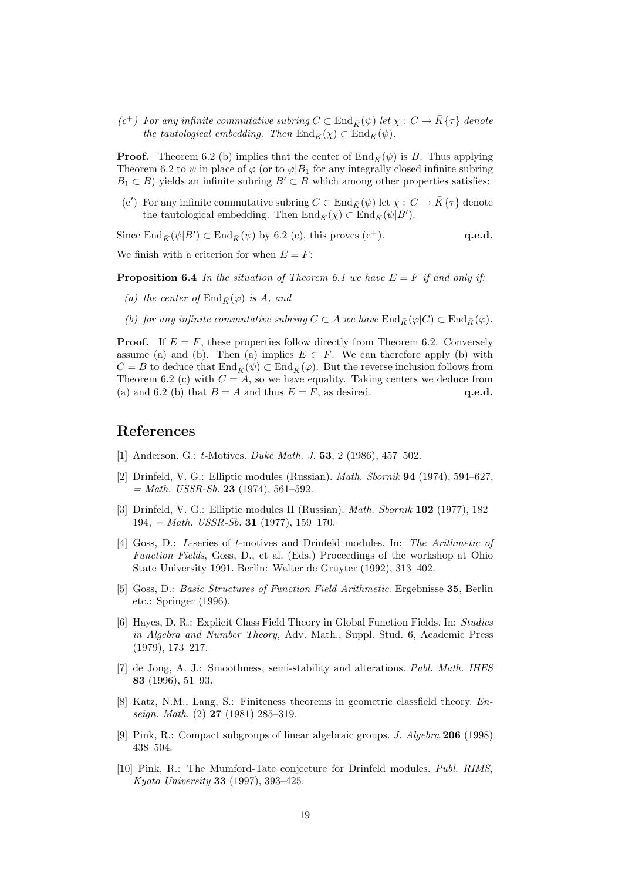($c^+$) *For any infinite commutative subring $C \subset \mathrm{End}_{\bar{K}}(\psi)$ let $\chi : C \to \bar{K}\{\tau\}$ denote the tautological embedding. Then $\mathrm{End}_{\bar{K}}(\chi) \subset \mathrm{End}_{\bar{K}}(\psi)$.*

**Proof.** Theorem 6.2 (b) implies that the center of $\mathrm{End}_{\bar{K}}(\psi)$ is $B$. Thus applying Theorem 6.2 to $\psi$ in place of $\varphi$ (or to $\varphi|B_1$ for any integrally closed infinite subring $B_1 \subset B$) yields an infinite subring $B' \subset B$ which among other properties satisfies:

($c'$) For any infinite commutative subring $C \subset \mathrm{End}_{\bar{K}}(\psi)$ let $\chi : C \to \bar{K}\{\tau\}$ denote the tautological embedding. Then $\mathrm{End}_{\bar{K}}(\chi) \subset \mathrm{End}_{\bar{K}}(\psi|B')$.

Since $\mathrm{End}_{\bar{K}}(\psi|B') \subset \mathrm{End}_{\bar{K}}(\psi)$ by 6.2 (c), this proves ($c^+$). **q.e.d.**

We finish with a criterion for when $E = F$:

**Proposition 6.4** *In the situation of Theorem 6.1 we have $E = F$ if and only if:*

*(a) the center of $\mathrm{End}_{\bar{K}}(\varphi)$ is $A$, and*

*(b) for any infinite commutative subring $C \subset A$ we have $\mathrm{End}_{\bar{K}}(\varphi|C) \subset \mathrm{End}_{\bar{K}}(\varphi)$.*

**Proof.** If $E = F$, these properties follow directly from Theorem 6.2. Conversely assume (a) and (b). Then (a) implies $E \subset F$. We can therefore apply (b) with $C = B$ to deduce that $\mathrm{End}_{\bar{K}}(\psi) \subset \mathrm{End}_{\bar{K}}(\varphi)$. But the reverse inclusion follows from Theorem 6.2 (c) with $C = A$, so we have equality. Taking centers we deduce from (a) and 6.2 (b) that $B = A$ and thus $E = F$, as desired. **q.e.d.**

# References

[1] Anderson, G.: $t$-Motives. *Duke Math. J.* **53**, 2 (1986), 457–502.

[2] Drinfeld, V. G.: Elliptic modules (Russian). *Math. Sbornik* **94** (1974), 594–627, = *Math. USSR-Sb.* **23** (1974), 561–592.

[3] Drinfeld, V. G.: Elliptic modules II (Russian). *Math. Sbornik* **102** (1977), 182–194, = *Math. USSR-Sb.* **31** (1977), 159–170.

[4] Goss, D.: $L$-series of $t$-motives and Drinfeld modules. In: *The Arithmetic of Function Fields*, Goss, D., et al. (Eds.) Proceedings of the workshop at Ohio State University 1991. Berlin: Walter de Gruyter (1992), 313–402.

[5] Goss, D.: *Basic Structures of Function Field Arithmetic*. Ergebnisse **35**, Berlin etc.: Springer (1996).

[6] Hayes, D. R.: Explicit Class Field Theory in Global Function Fields. In: *Studies in Algebra and Number Theory*, Adv. Math., Suppl. Stud. 6, Academic Press (1979), 173–217.

[7] de Jong, A. J.: Smoothness, semi-stability and alterations. *Publ. Math. IHES* **83** (1996), 51–93.

[8] Katz, N.M., Lang, S.: Finiteness theorems in geometric classfield theory. *Enseign. Math.* (2) **27** (1981) 285–319.

[9] Pink, R.: Compact subgroups of linear algebraic groups. *J. Algebra* **206** (1998) 438–504.

[10] Pink, R.: The Mumford-Tate conjecture for Drinfeld modules. *Publ. RIMS, Kyoto University* **33** (1997), 393–425.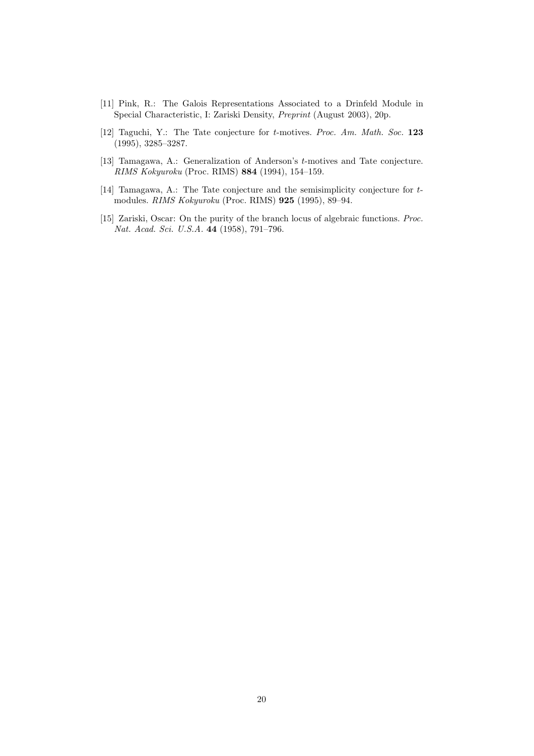[11] Pink, R.: The Galois Representations Associated to a Drinfeld Module in Special Characteristic, I: Zariski Density, *Preprint* (August 2003), 20p.

[12] Taguchi, Y.: The Tate conjecture for $t$-motives. *Proc. Am. Math. Soc.* **123** (1995), 3285–3287.

[13] Tamagawa, A.: Generalization of Anderson's $t$-motives and Tate conjecture. *RIMS Kokyuroku* (Proc. RIMS) **884** (1994), 154–159.

[14] Tamagawa, A.: The Tate conjecture and the semisimplicity conjecture for $t$-modules. *RIMS Kokyuroku* (Proc. RIMS) **925** (1995), 89–94.

[15] Zariski, Oscar: On the purity of the branch locus of algebraic functions. *Proc. Nat. Acad. Sci. U.S.A.* **44** (1958), 791–796.